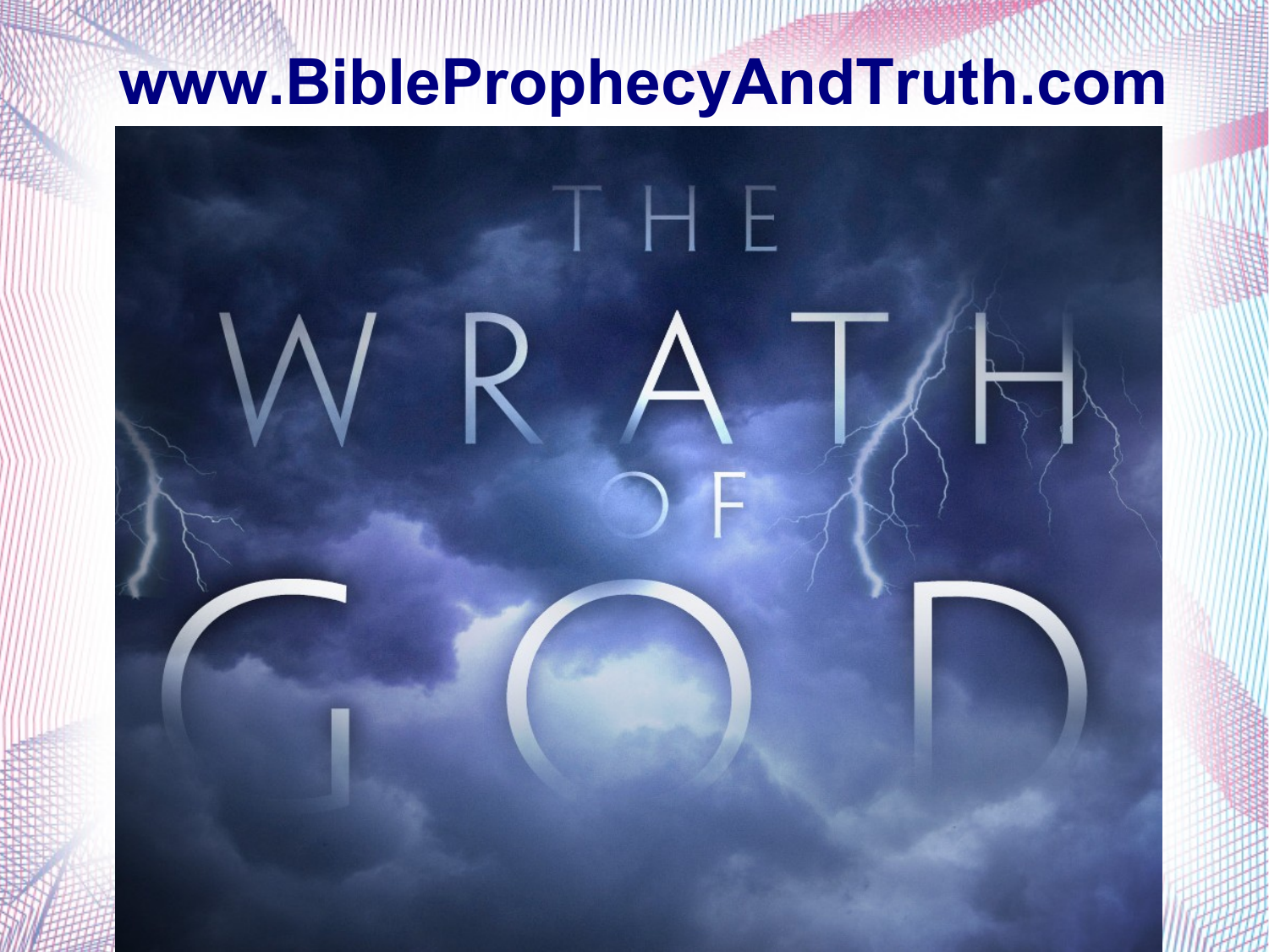**www.BibleProphecyAndTruth.com**

# THE WRATH OF GOD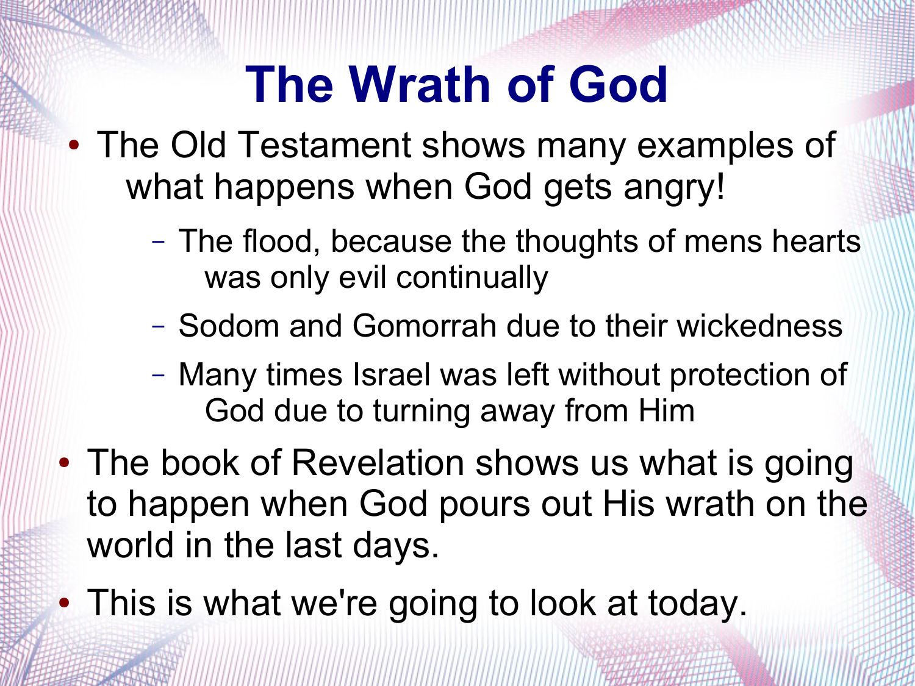# The Wrath of God

- The Old Testament shows many examples of what happens when God gets angry!
  - The flood, because the thoughts of mens hearts was only evil continually
  - Sodom and Gomorrah due to their wickedness
  - Many times Israel was left without protection of God due to turning away from Him
- The book of Revelation shows us what is going to happen when God pours out His wrath on the world in the last days.
- This is what we're going to look at today.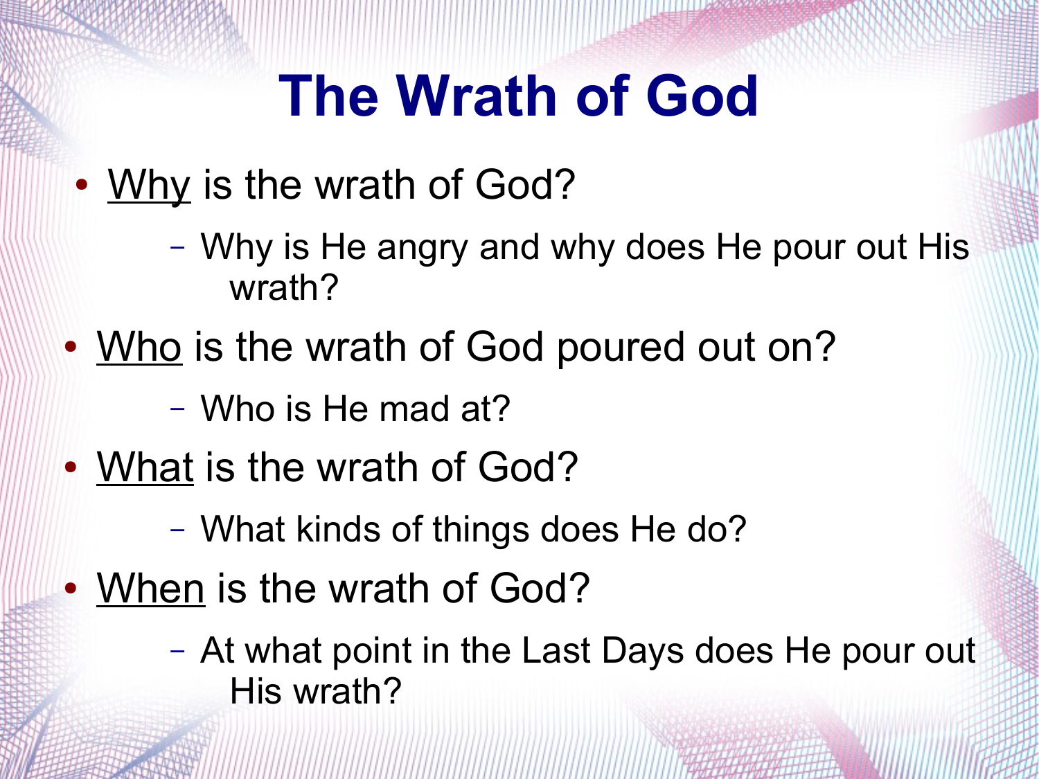# The Wrath of God

- Why is the wrath of God?
  - Why is He angry and why does He pour out His wrath?
- Who is the wrath of God poured out on?
  - Who is He mad at?
- What is the wrath of God?
  - What kinds of things does He do?
- When is the wrath of God?
  - At what point in the Last Days does He pour out His wrath?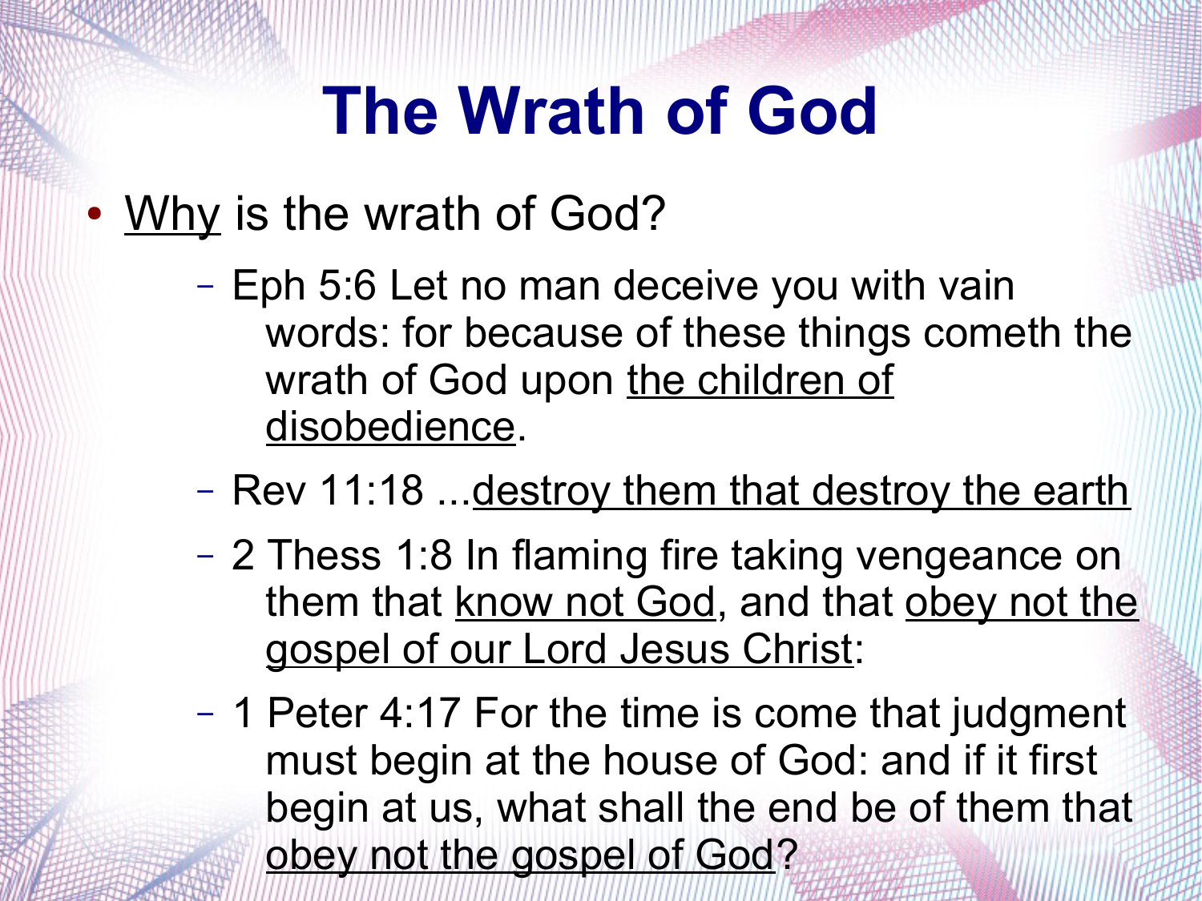# The Wrath of God

- <u>Why</u> is the wrath of God?
  - Eph 5:6 Let no man deceive you with vain words: for because of these things cometh the wrath of God upon <u>the children of disobedience</u>.
  - Rev 11:18 ...<u>destroy them that destroy the earth</u>
  - 2 Thess 1:8 In flaming fire taking vengeance on them that <u>know not God</u>, and that <u>obey not the gospel of our Lord Jesus Christ</u>:
  - 1 Peter 4:17 For the time is come that judgment must begin at the house of God: and if it first begin at us, what shall the end be of them that <u>obey not the gospel of God</u>?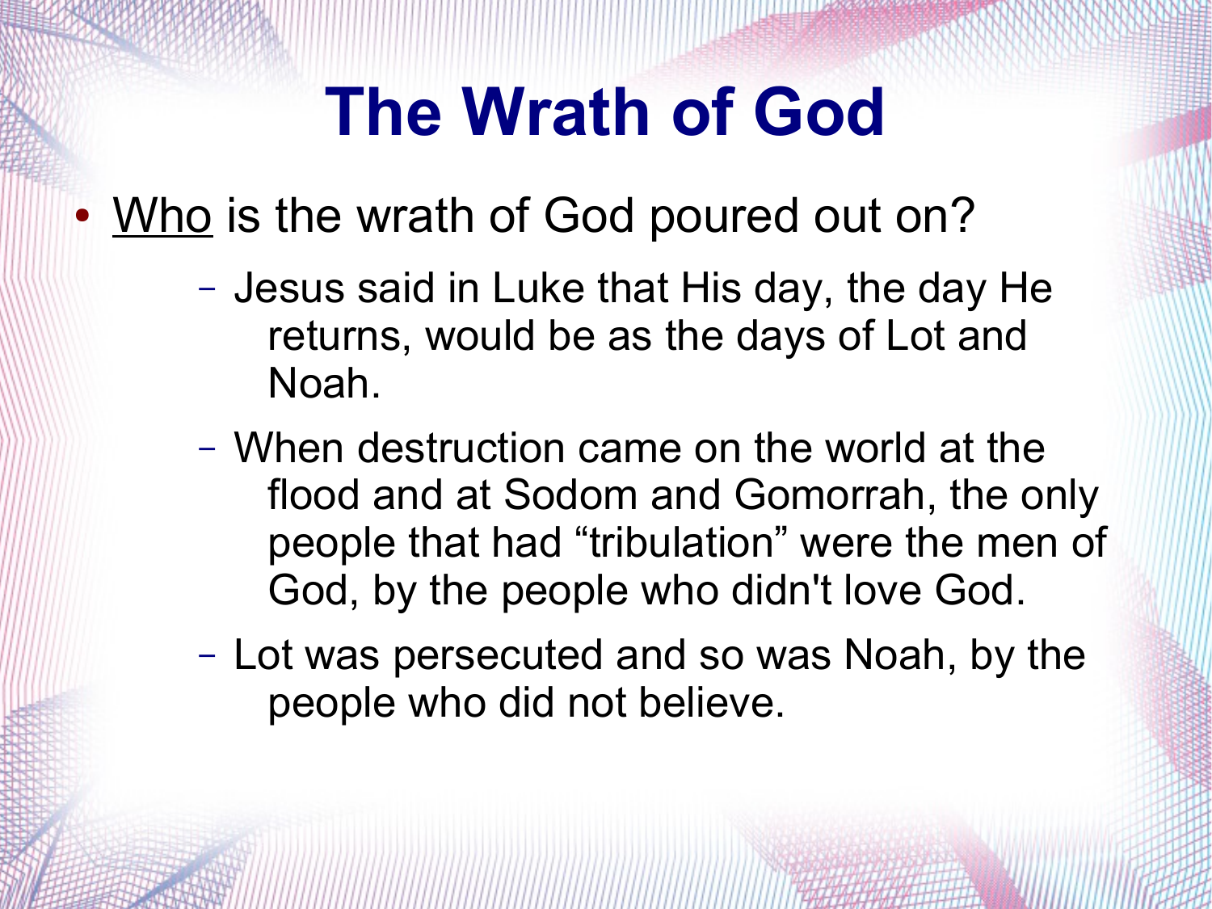# The Wrath of God

- <u>Who</u> is the wrath of God poured out on?
  - Jesus said in Luke that His day, the day He returns, would be as the days of Lot and Noah.
  - When destruction came on the world at the flood and at Sodom and Gomorrah, the only people that had “tribulation” were the men of God, by the people who didn't love God.
  - Lot was persecuted and so was Noah, by the people who did not believe.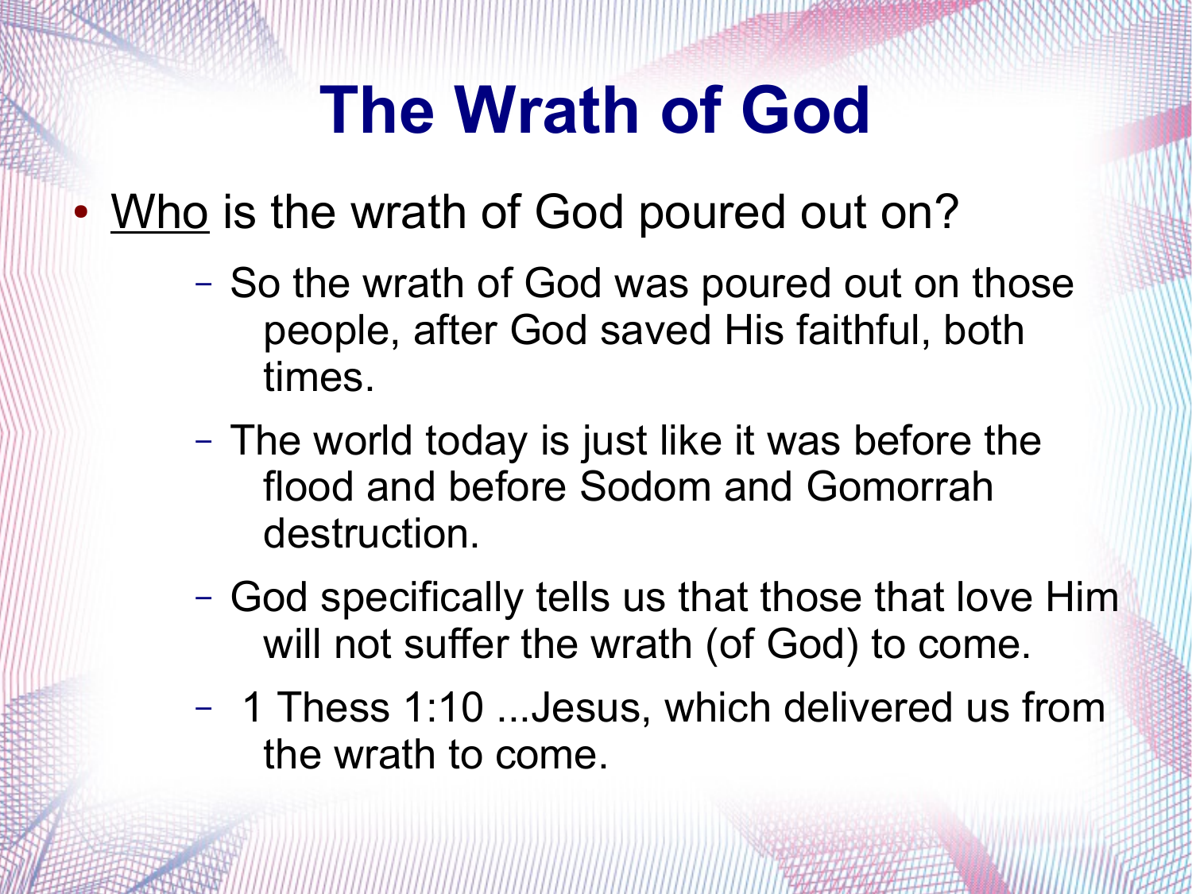# The Wrath of God

- Who is the wrath of God poured out on?
  - So the wrath of God was poured out on those people, after God saved His faithful, both times.
  - The world today is just like it was before the flood and before Sodom and Gomorrah destruction.
  - God specifically tells us that those that love Him will not suffer the wrath (of God) to come.
  - 1 Thess 1:10 ...Jesus, which delivered us from the wrath to come.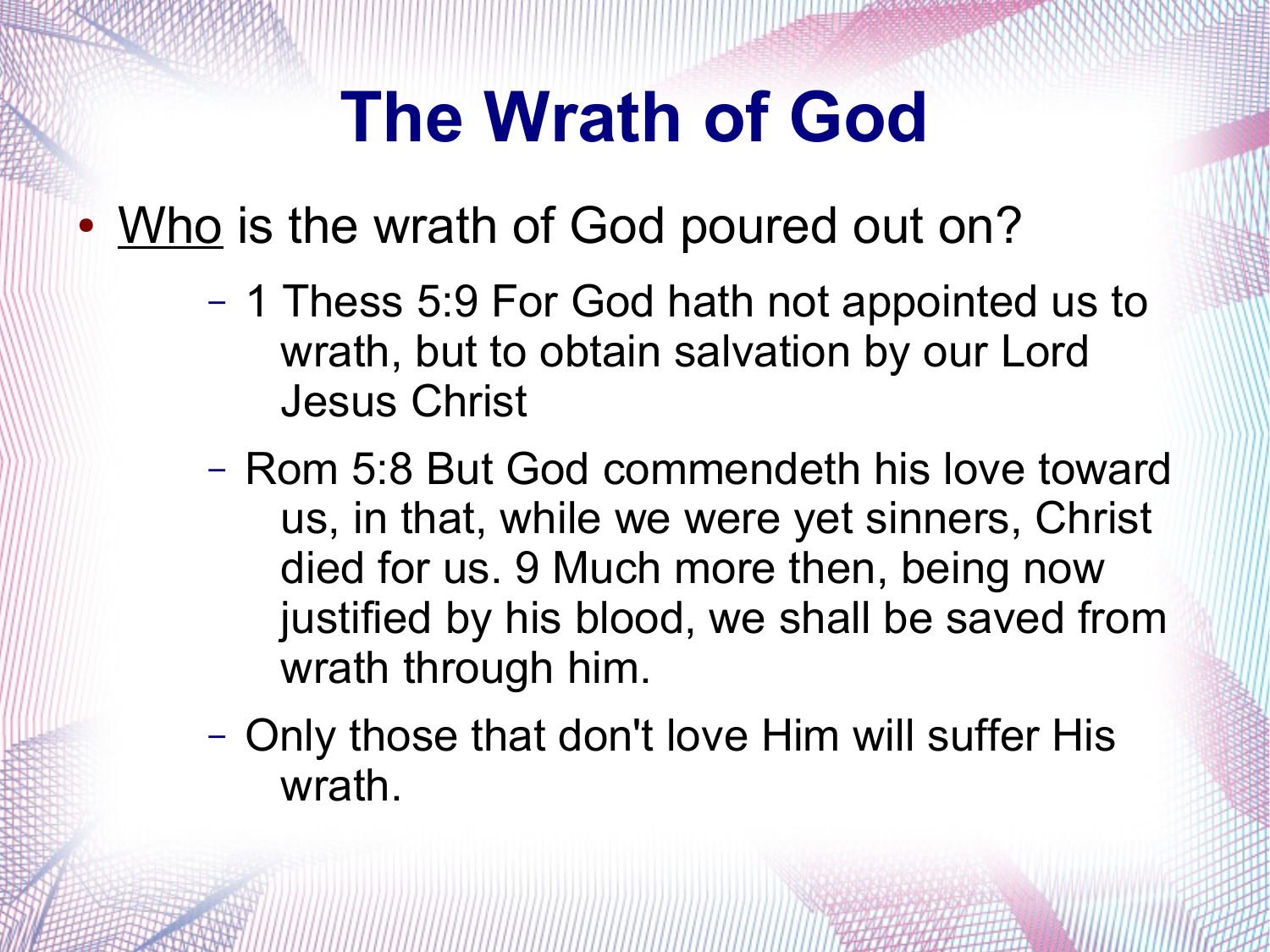# The Wrath of God

- Who is the wrath of God poured out on?
  - 1 Thess 5:9 For God hath not appointed us to wrath, but to obtain salvation by our Lord Jesus Christ
  - Rom 5:8 But God commendeth his love toward us, in that, while we were yet sinners, Christ died for us. 9 Much more then, being now justified by his blood, we shall be saved from wrath through him.
  - Only those that don't love Him will suffer His wrath.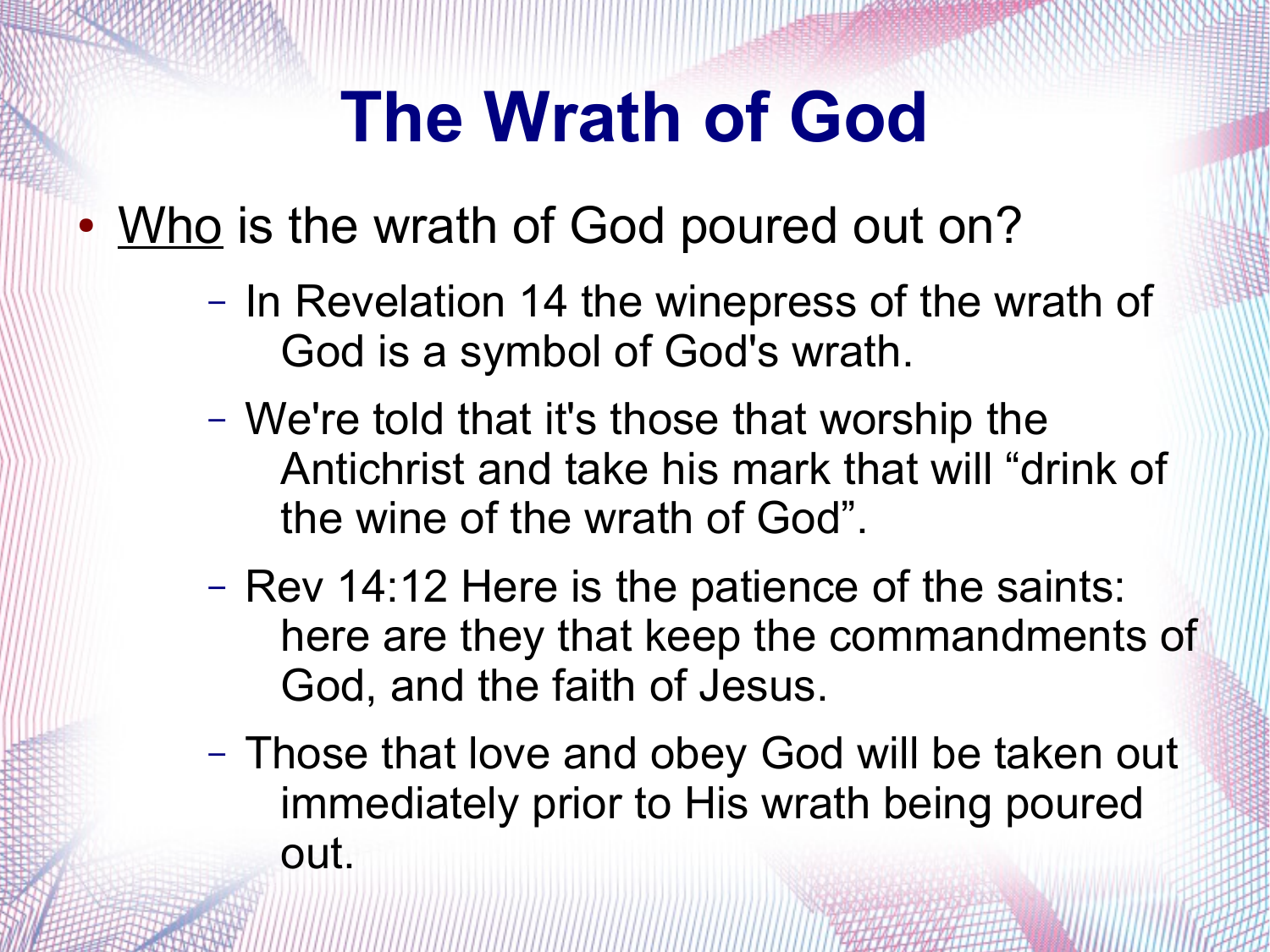# The Wrath of God

- <u>Who</u> is the wrath of God poured out on?
  - In Revelation 14 the winepress of the wrath of God is a symbol of God's wrath.
  - We're told that it's those that worship the Antichrist and take his mark that will “drink of the wine of the wrath of God”.
  - Rev 14:12 Here is the patience of the saints: here are they that keep the commandments of God, and the faith of Jesus.
  - Those that love and obey God will be taken out immediately prior to His wrath being poured out.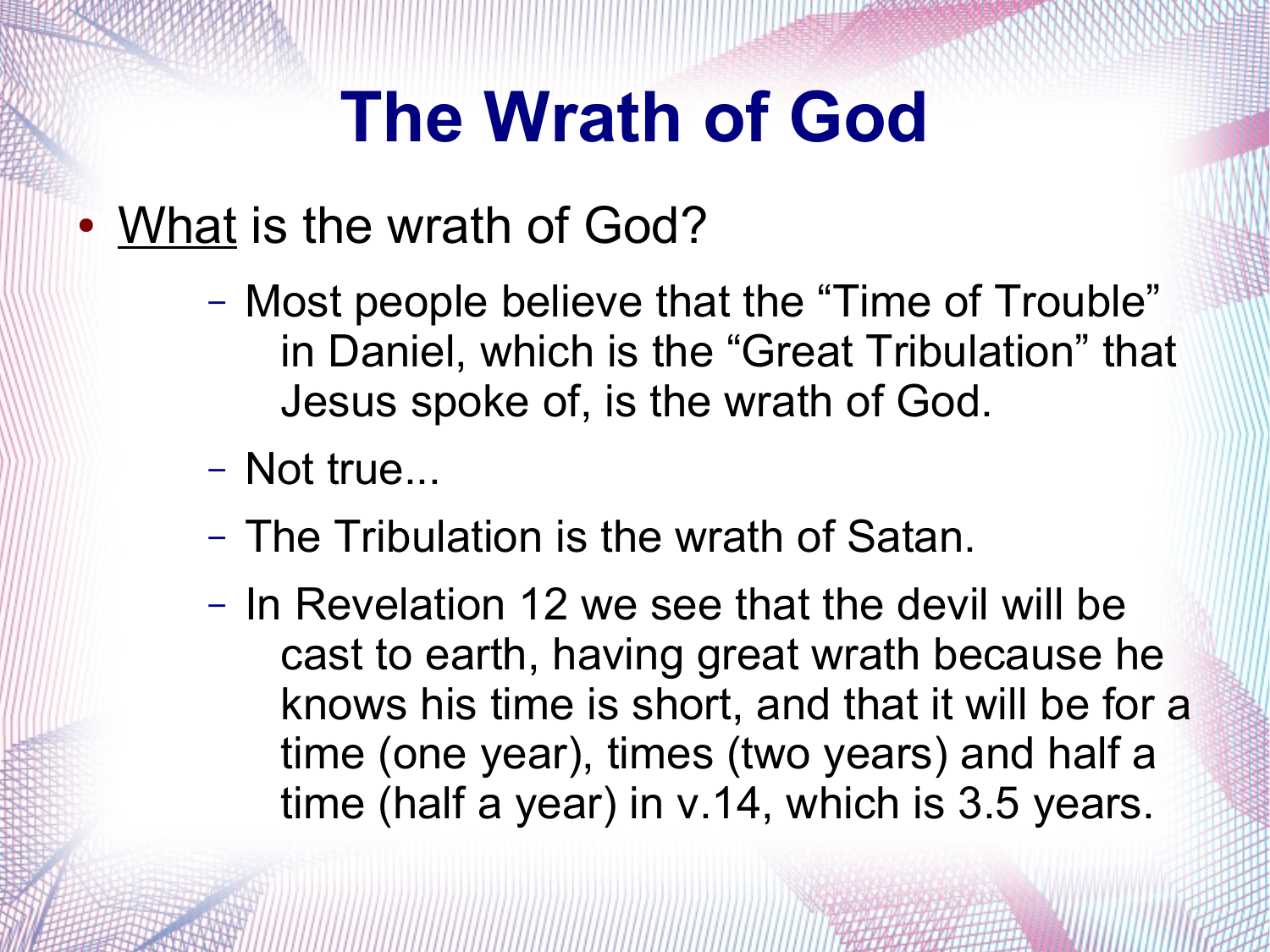# The Wrath of God

- What is the wrath of God?
  - Most people believe that the "Time of Trouble" in Daniel, which is the "Great Tribulation" that Jesus spoke of, is the wrath of God.
  - Not true...
  - The Tribulation is the wrath of Satan.
  - In Revelation 12 we see that the devil will be cast to earth, having great wrath because he knows his time is short, and that it will be for a time (one year), times (two years) and half a time (half a year) in v.14, which is 3.5 years.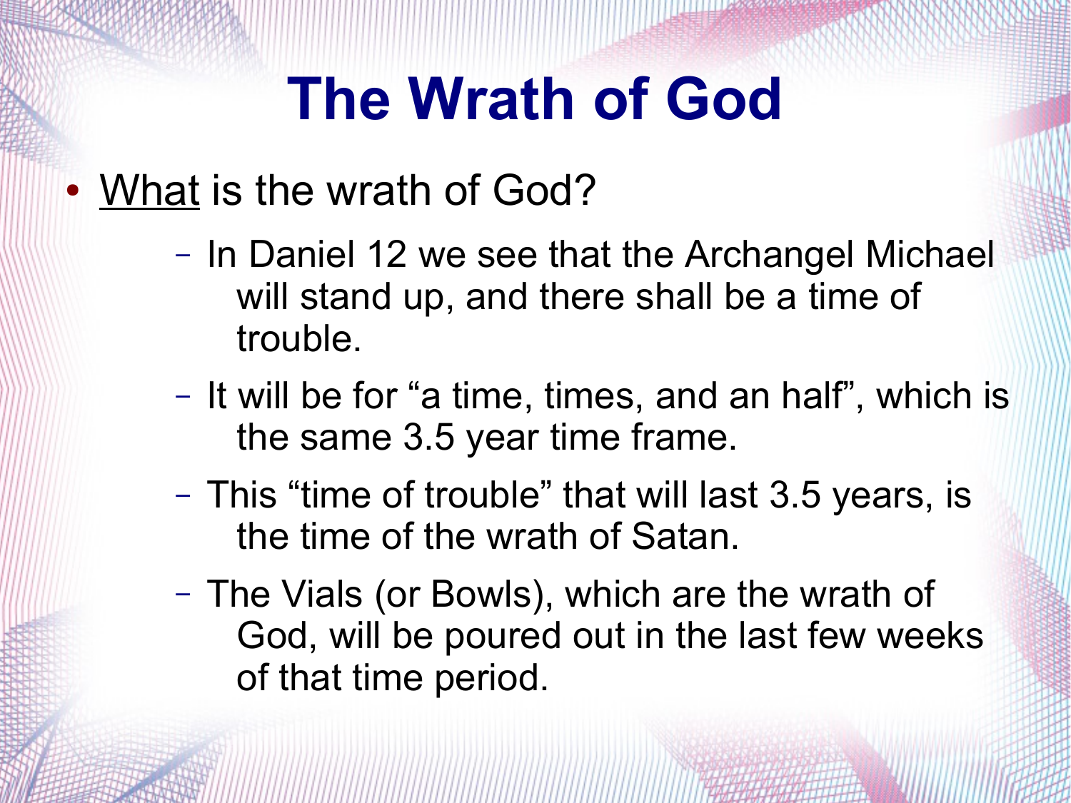# The Wrath of God

- What is the wrath of God?
  - In Daniel 12 we see that the Archangel Michael will stand up, and there shall be a time of trouble.
  - It will be for "a time, times, and an half", which is the same 3.5 year time frame.
  - This "time of trouble" that will last 3.5 years, is the time of the wrath of Satan.
  - The Vials (or Bowls), which are the wrath of God, will be poured out in the last few weeks of that time period.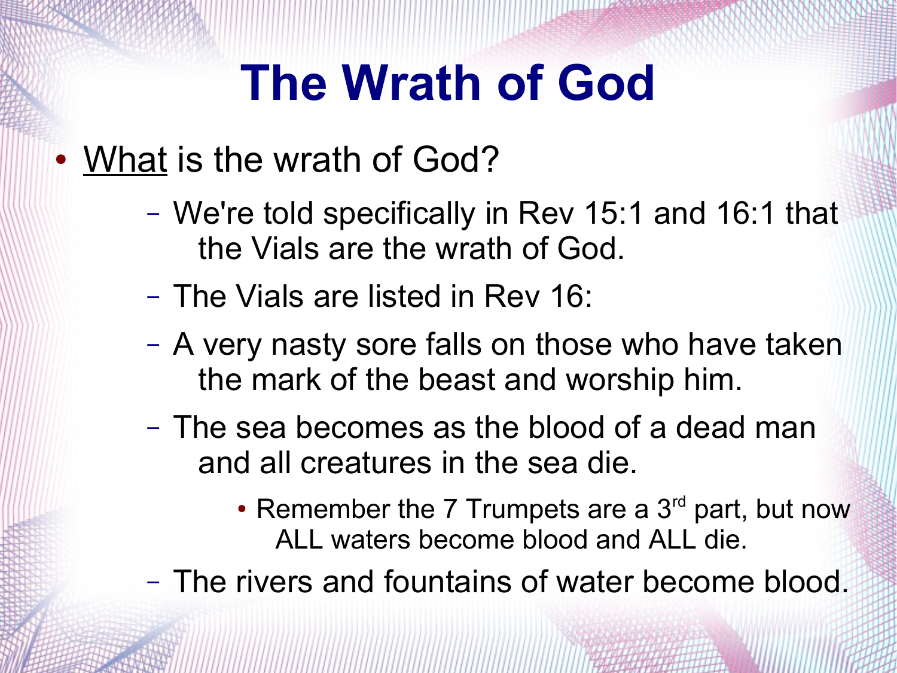# The Wrath of God

- <u>What</u> is the wrath of God?
  - We're told specifically in Rev 15:1 and 16:1 that the Vials are the wrath of God.
  - The Vials are listed in Rev 16:
  - A very nasty sore falls on those who have taken the mark of the beast and worship him.
  - The sea becomes as the blood of a dead man and all creatures in the sea die.
    - Remember the 7 Trumpets are a 3rd part, but now ALL waters become blood and ALL die.
  - The rivers and fountains of water become blood.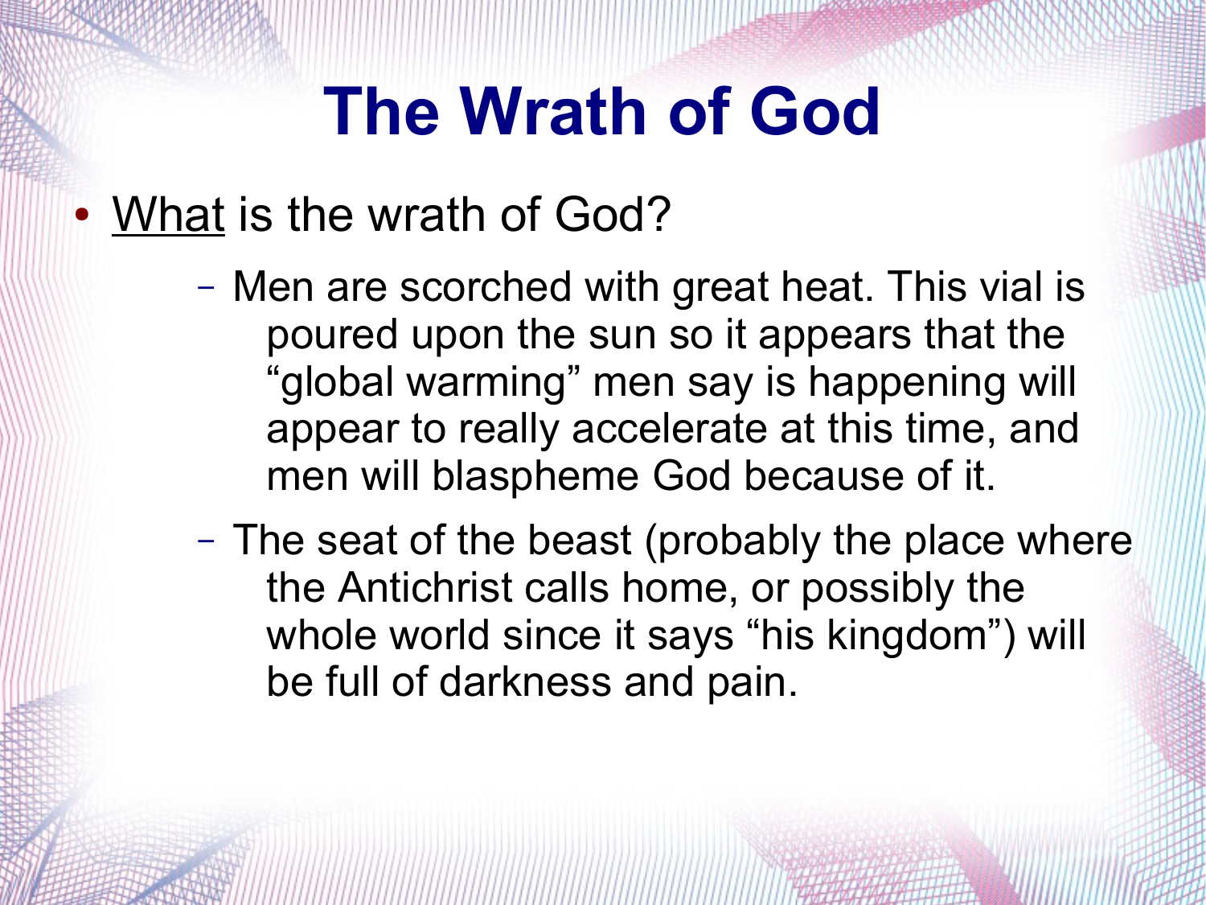# The Wrath of God

- <u>What</u> is the wrath of God?
  - Men are scorched with great heat. This vial is poured upon the sun so it appears that the “global warming” men say is happening will appear to really accelerate at this time, and men will blaspheme God because of it.
  - The seat of the beast (probably the place where the Antichrist calls home, or possibly the whole world since it says “his kingdom”) will be full of darkness and pain.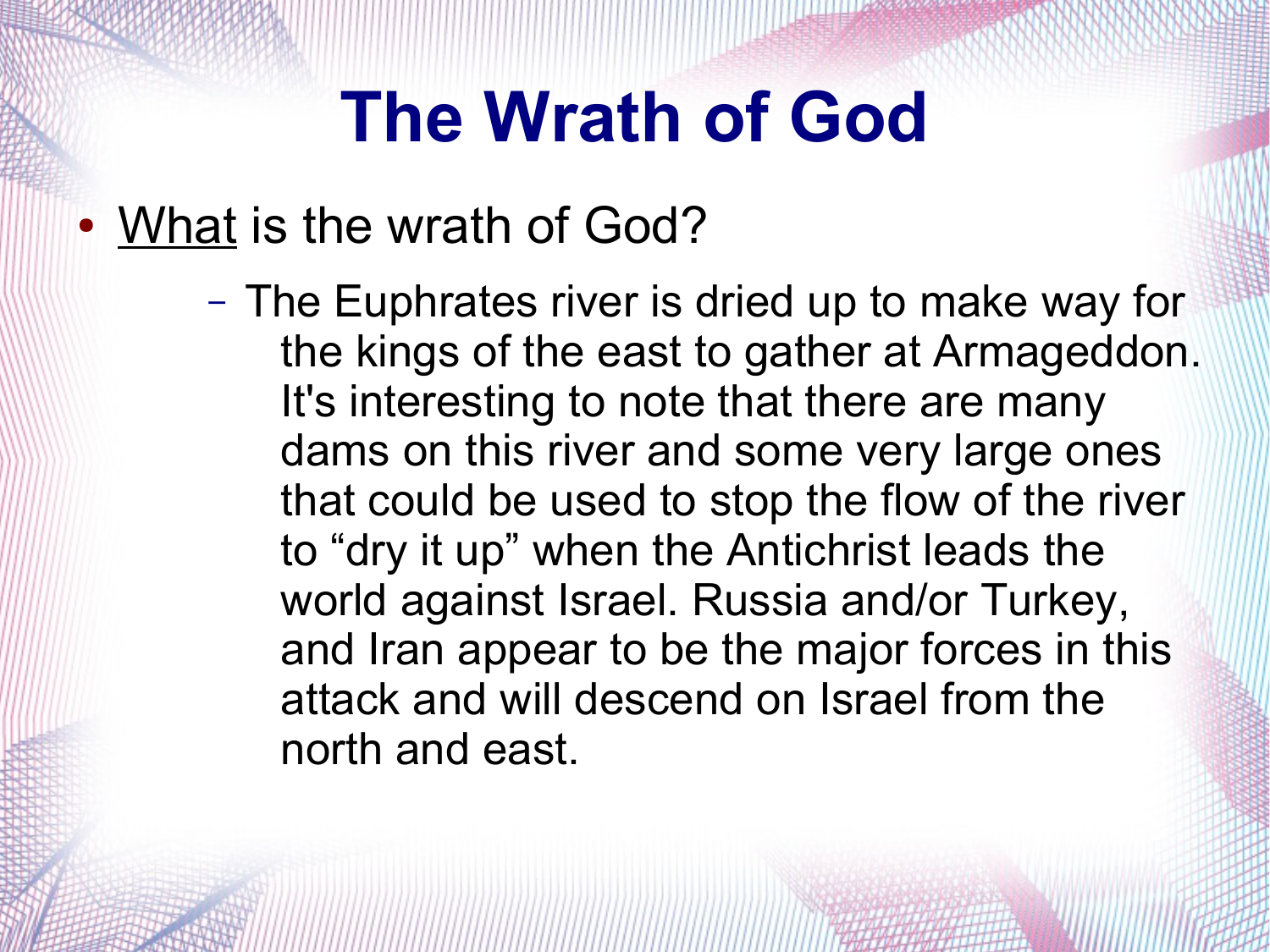# The Wrath of God

- What is the wrath of God?
  - The Euphrates river is dried up to make way for the kings of the east to gather at Armageddon. It's interesting to note that there are many dams on this river and some very large ones that could be used to stop the flow of the river to "dry it up" when the Antichrist leads the world against Israel. Russia and/or Turkey, and Iran appear to be the major forces in this attack and will descend on Israel from the north and east.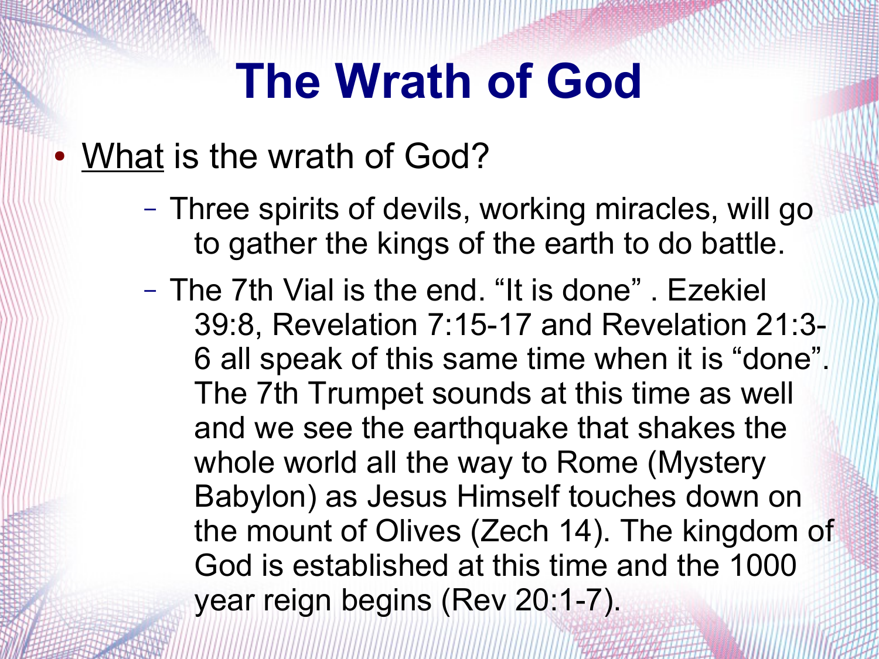# The Wrath of God

- What is the wrath of God?
  - Three spirits of devils, working miracles, will go to gather the kings of the earth to do battle.
  - The 7th Vial is the end. “It is done” . Ezekiel 39:8, Revelation 7:15-17 and Revelation 21:3-6 all speak of this same time when it is “done”. The 7th Trumpet sounds at this time as well and we see the earthquake that shakes the whole world all the way to Rome (Mystery Babylon) as Jesus Himself touches down on the mount of Olives (Zech 14). The kingdom of God is established at this time and the 1000 year reign begins (Rev 20:1-7).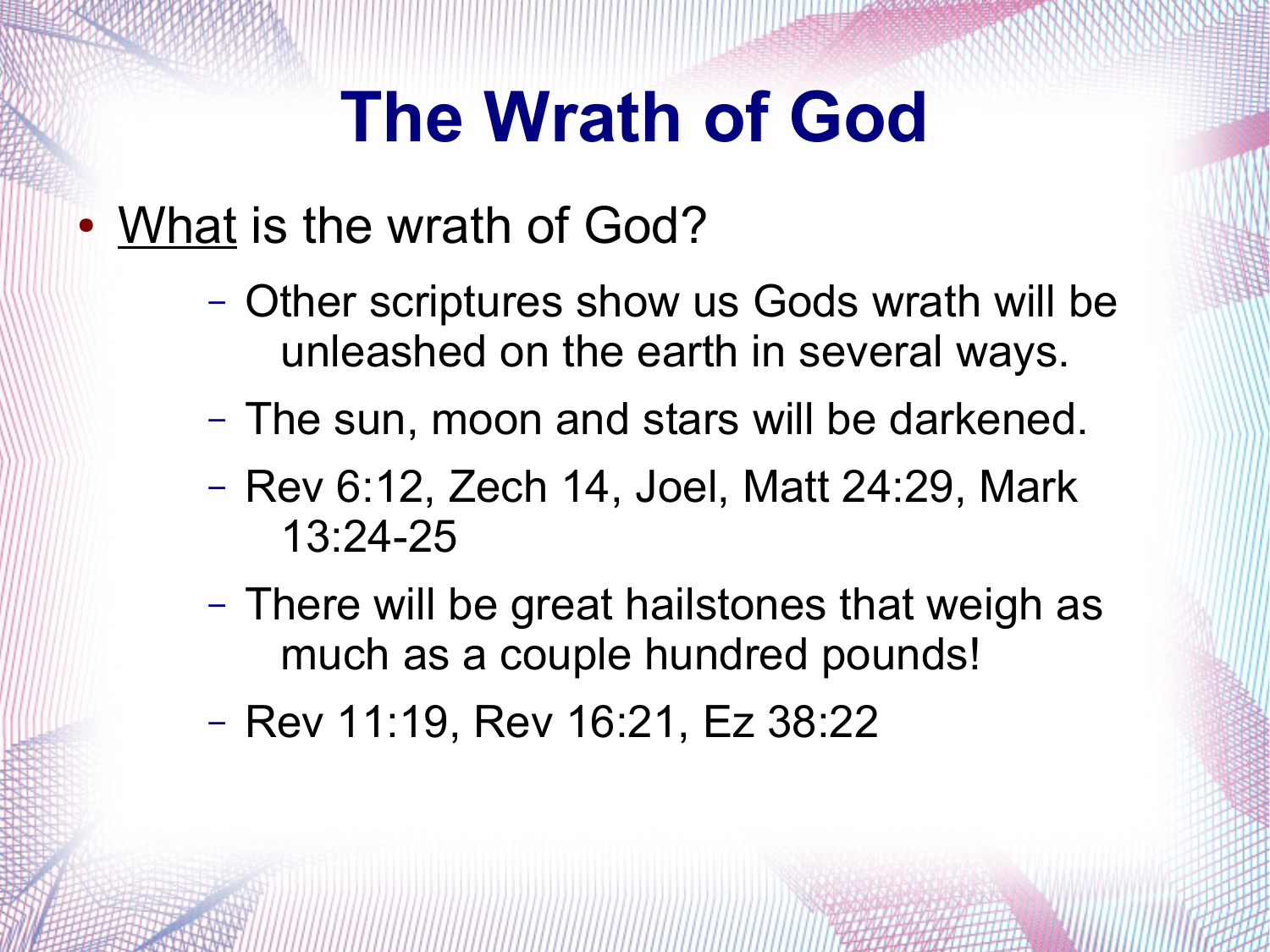# The Wrath of God

- What is the wrath of God?
  - Other scriptures show us Gods wrath will be unleashed on the earth in several ways.
  - The sun, moon and stars will be darkened.
  - Rev 6:12, Zech 14, Joel, Matt 24:29, Mark 13:24-25
  - There will be great hailstones that weigh as much as a couple hundred pounds!
  - Rev 11:19, Rev 16:21, Ez 38:22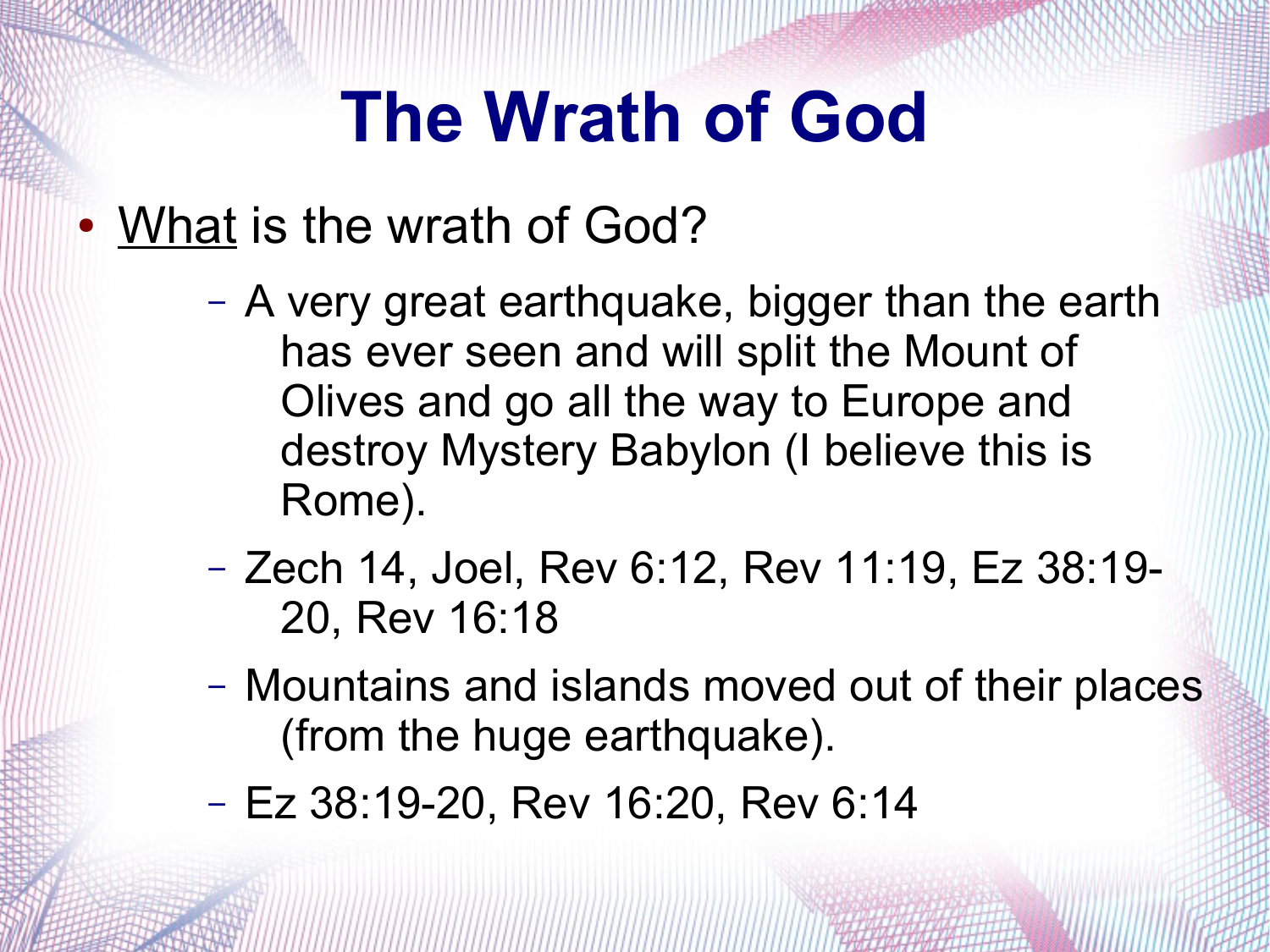# The Wrath of God

- What is the wrath of God?
  - A very great earthquake, bigger than the earth has ever seen and will split the Mount of Olives and go all the way to Europe and destroy Mystery Babylon (I believe this is Rome).
  - Zech 14, Joel, Rev 6:12, Rev 11:19, Ez 38:19-20, Rev 16:18
  - Mountains and islands moved out of their places (from the huge earthquake).
  - Ez 38:19-20, Rev 16:20, Rev 6:14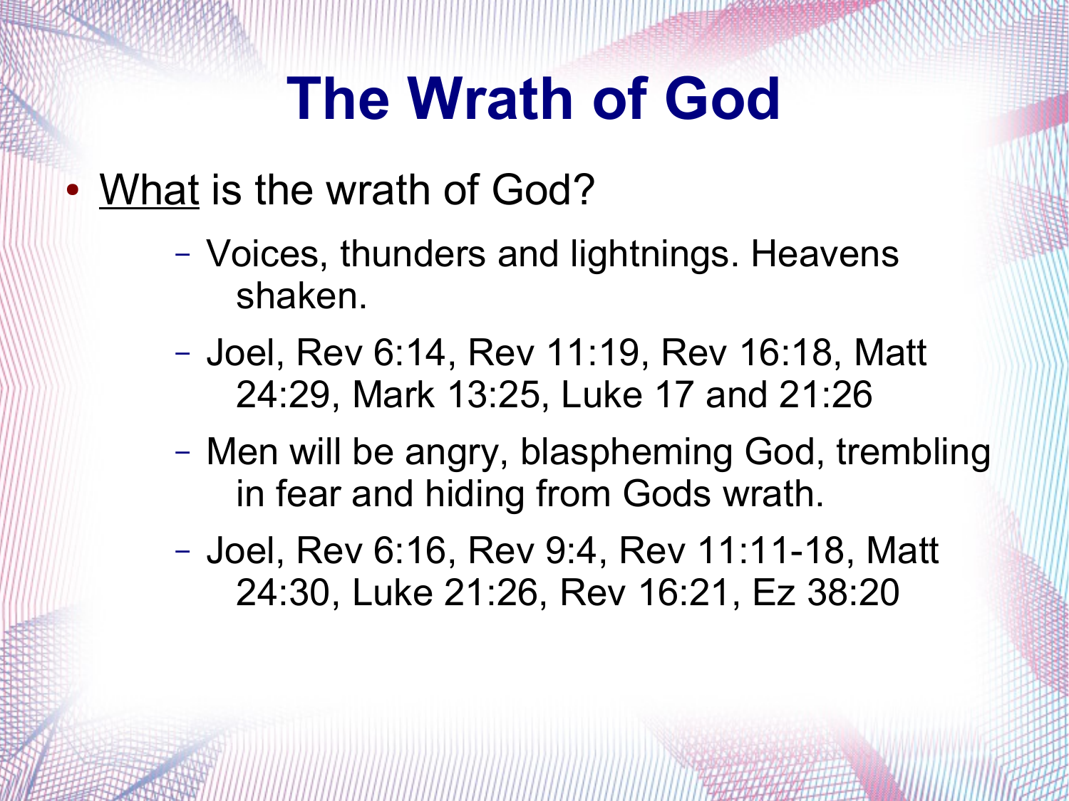# The Wrath of God

- What is the wrath of God?
  - Voices, thunders and lightnings. Heavens shaken.
  - Joel, Rev 6:14, Rev 11:19, Rev 16:18, Matt 24:29, Mark 13:25, Luke 17 and 21:26
  - Men will be angry, blaspheming God, trembling in fear and hiding from Gods wrath.
  - Joel, Rev 6:16, Rev 9:4, Rev 11:11-18, Matt 24:30, Luke 21:26, Rev 16:21, Ez 38:20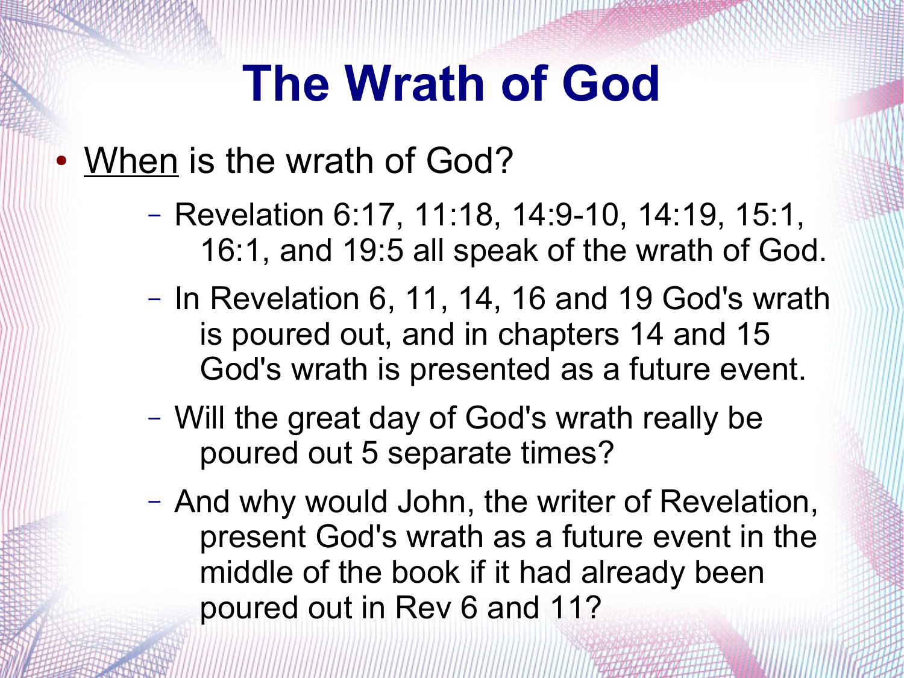# The Wrath of God

- When is the wrath of God?
  - Revelation 6:17, 11:18, 14:9-10, 14:19, 15:1, 16:1, and 19:5 all speak of the wrath of God.
  - In Revelation 6, 11, 14, 16 and 19 God's wrath is poured out, and in chapters 14 and 15 God's wrath is presented as a future event.
  - Will the great day of God's wrath really be poured out 5 separate times?
  - And why would John, the writer of Revelation, present God's wrath as a future event in the middle of the book if it had already been poured out in Rev 6 and 11?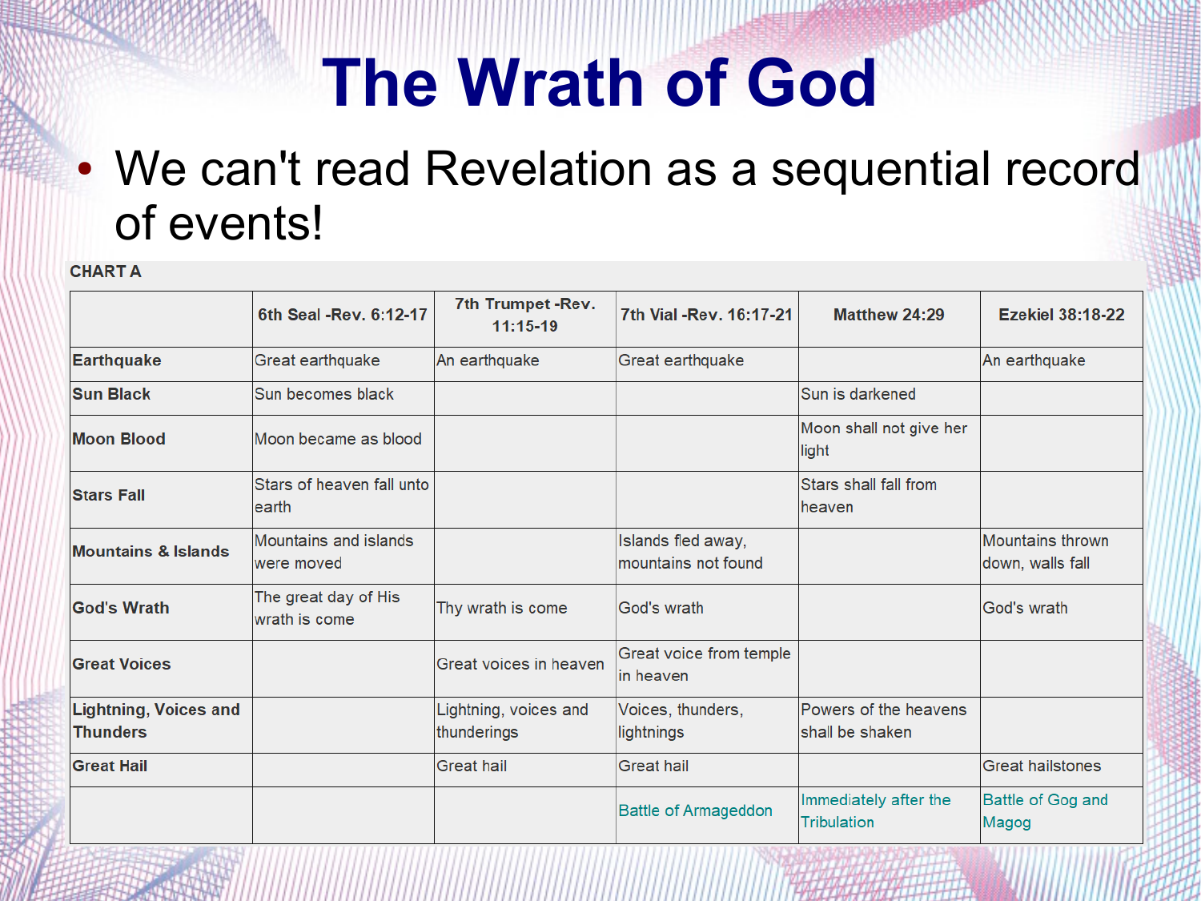# The Wrath of God

- We can't read Revelation as a sequential record of events!

CHART A

| | 6th Seal -Rev. 6:12-17 | 7th Trumpet -Rev. 11:15-19 | 7th Vial -Rev. 16:17-21 | Matthew 24:29 | Ezekiel 38:18-22 |
|---|---|---|---|---|---|
| **Earthquake** | Great earthquake | An earthquake | Great earthquake | | An earthquake |
| **Sun Black** | Sun becomes black | | | Sun is darkened | |
| **Moon Blood** | Moon became as blood | | | Moon shall not give her light | |
| **Stars Fall** | Stars of heaven fall unto earth | | | Stars shall fall from heaven | |
| **Mountains & Islands** | Mountains and islands were moved | | Islands fled away, mountains not found | | Mountains thrown down, walls fall |
| **God's Wrath** | The great day of His wrath is come | Thy wrath is come | God's wrath | | God's wrath |
| **Great Voices** | | Great voices in heaven | Great voice from temple in heaven | | |
| **Lightning, Voices and Thunders** | | Lightning, voices and thunderings | Voices, thunders, lightnings | Powers of the heavens shall be shaken | |
| **Great Hail** | | Great hail | Great hail | | Great hailstones |
| | | | Battle of Armageddon | Immediately after the Tribulation | Battle of Gog and Magog |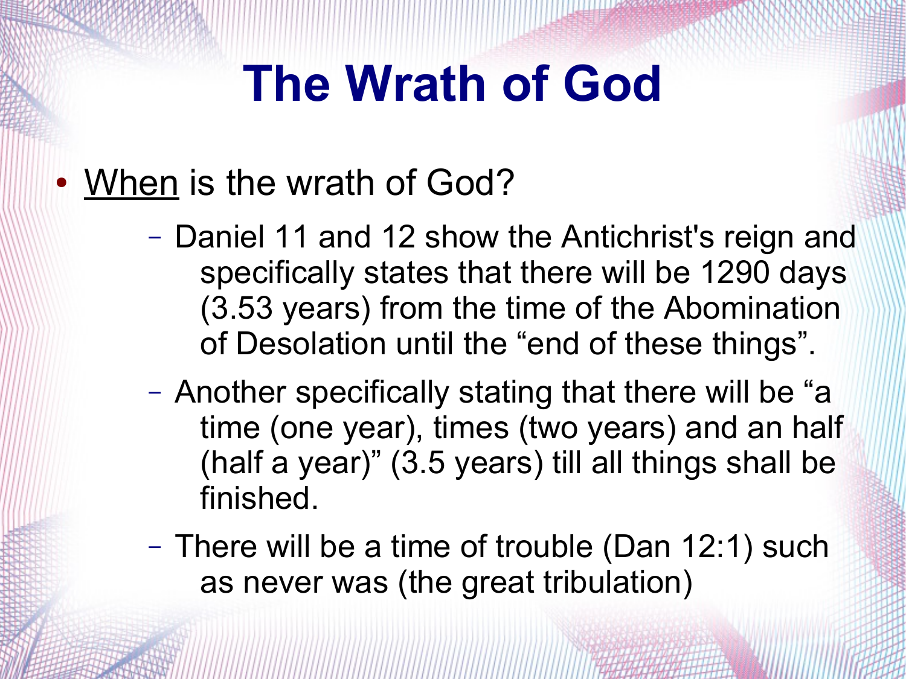# The Wrath of God

- When is the wrath of God?
  - Daniel 11 and 12 show the Antichrist's reign and specifically states that there will be 1290 days (3.53 years) from the time of the Abomination of Desolation until the “end of these things”.
  - Another specifically stating that there will be “a time (one year), times (two years) and an half (half a year)” (3.5 years) till all things shall be finished.
  - There will be a time of trouble (Dan 12:1) such as never was (the great tribulation)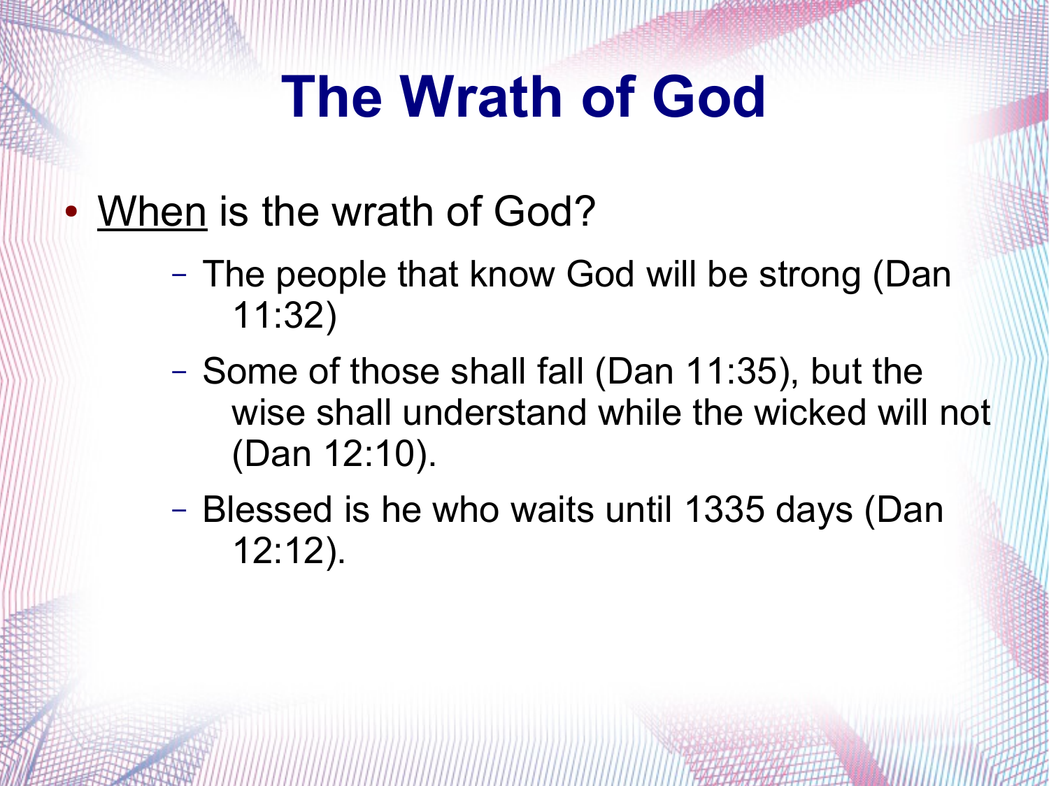# The Wrath of God

- <u>When</u> is the wrath of God?
  - The people that know God will be strong (Dan 11:32)
  - Some of those shall fall (Dan 11:35), but the wise shall understand while the wicked will not (Dan 12:10).
  - Blessed is he who waits until 1335 days (Dan 12:12).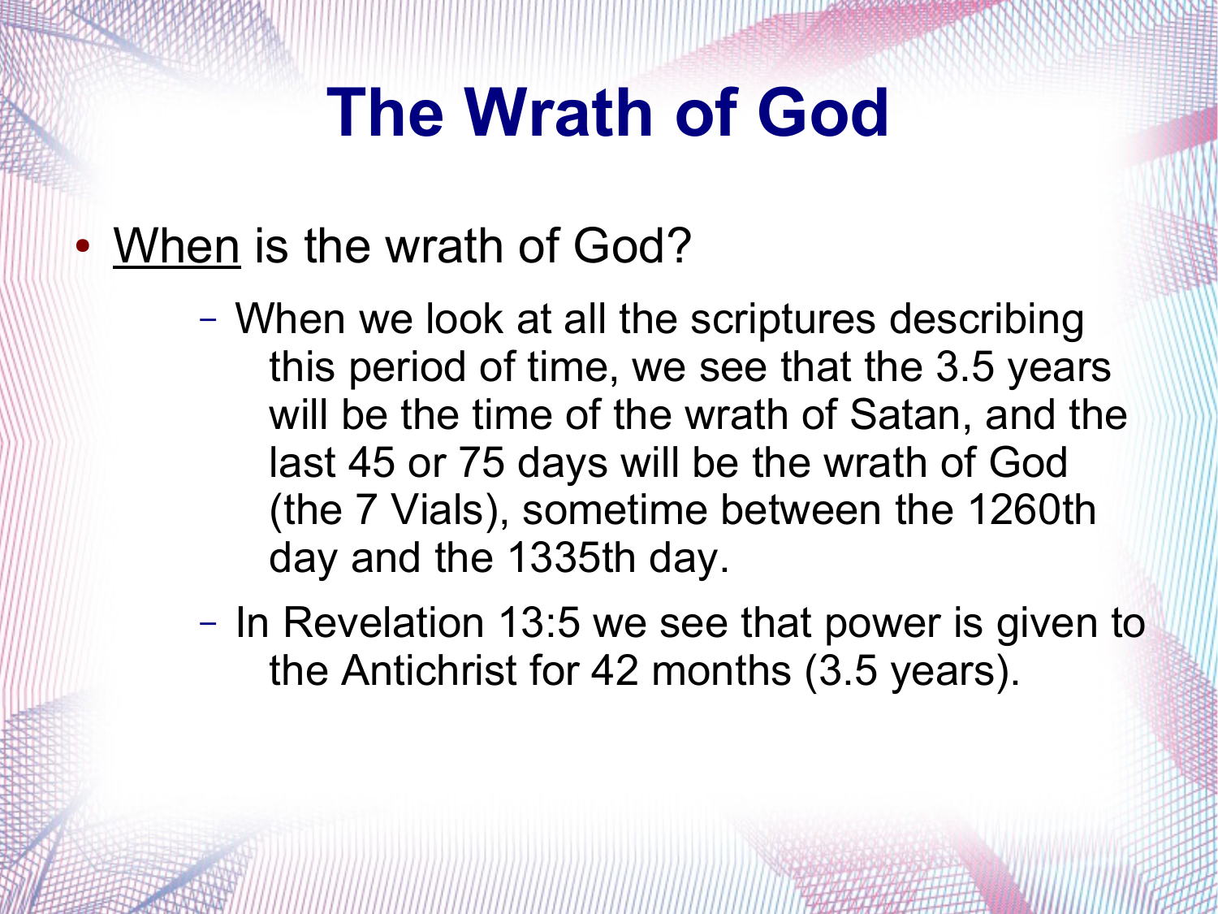# The Wrath of God

- When is the wrath of God?
  - When we look at all the scriptures describing this period of time, we see that the 3.5 years will be the time of the wrath of Satan, and the last 45 or 75 days will be the wrath of God (the 7 Vials), sometime between the 1260th day and the 1335th day.
  - In Revelation 13:5 we see that power is given to the Antichrist for 42 months (3.5 years).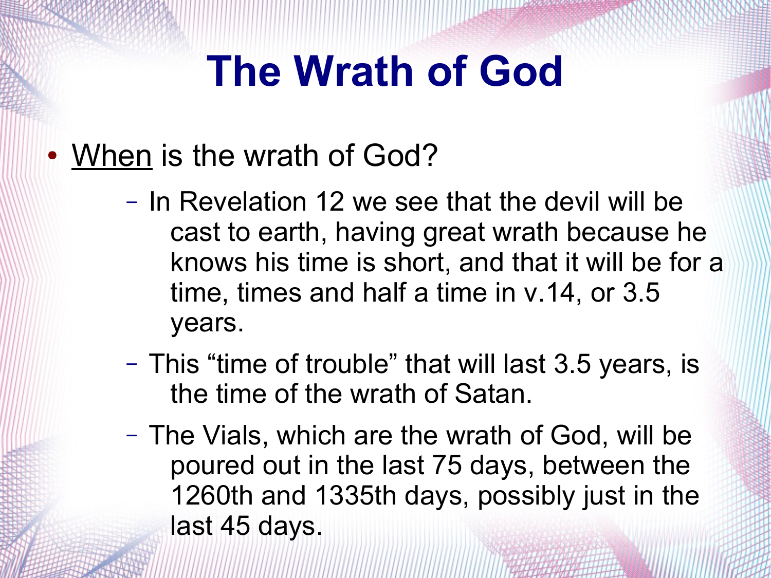# The Wrath of God

- When is the wrath of God?
  - In Revelation 12 we see that the devil will be cast to earth, having great wrath because he knows his time is short, and that it will be for a time, times and half a time in v.14, or 3.5 years.
  - This “time of trouble” that will last 3.5 years, is the time of the wrath of Satan.
  - The Vials, which are the wrath of God, will be poured out in the last 75 days, between the 1260th and 1335th days, possibly just in the last 45 days.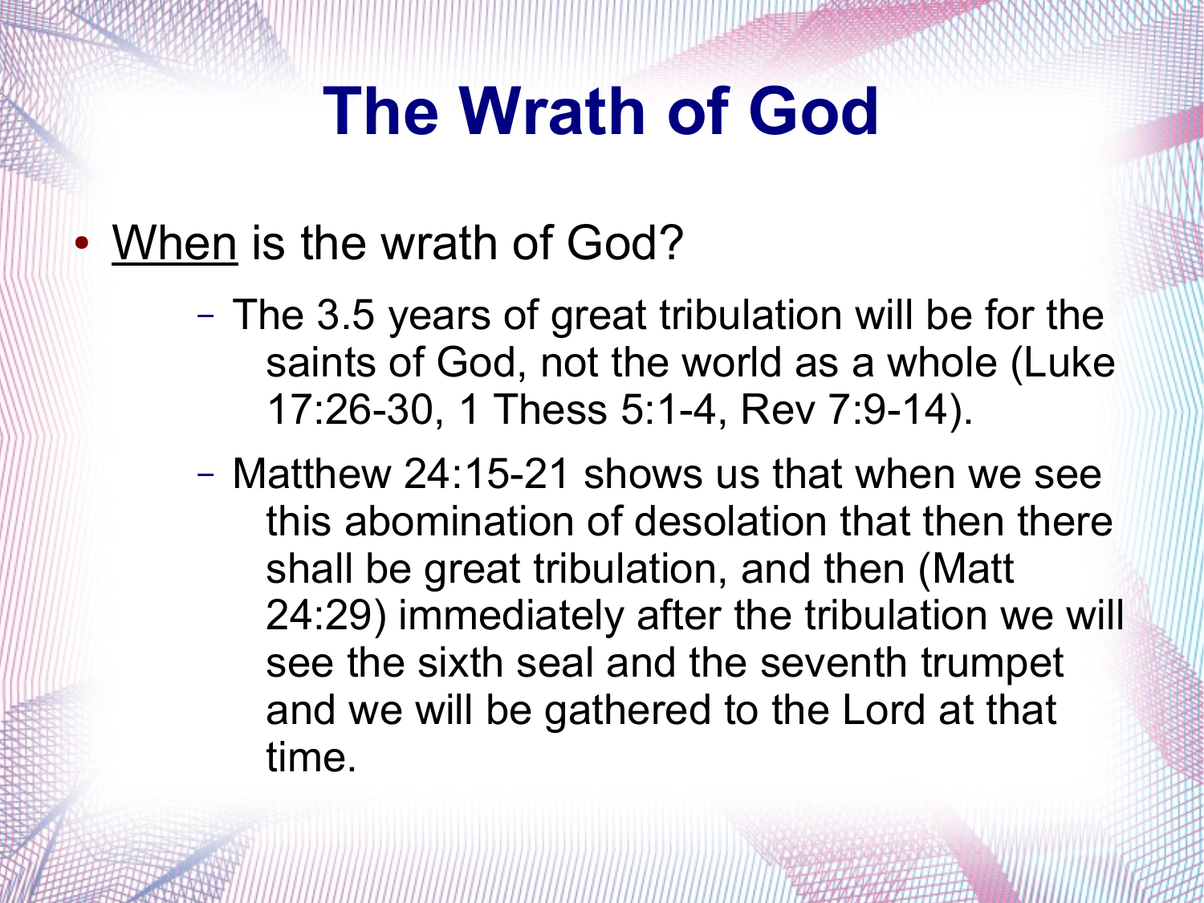# The Wrath of God

- When is the wrath of God?
  - The 3.5 years of great tribulation will be for the saints of God, not the world as a whole (Luke 17:26-30, 1 Thess 5:1-4, Rev 7:9-14).
  - Matthew 24:15-21 shows us that when we see this abomination of desolation that then there shall be great tribulation, and then (Matt 24:29) immediately after the tribulation we will see the sixth seal and the seventh trumpet and we will be gathered to the Lord at that time.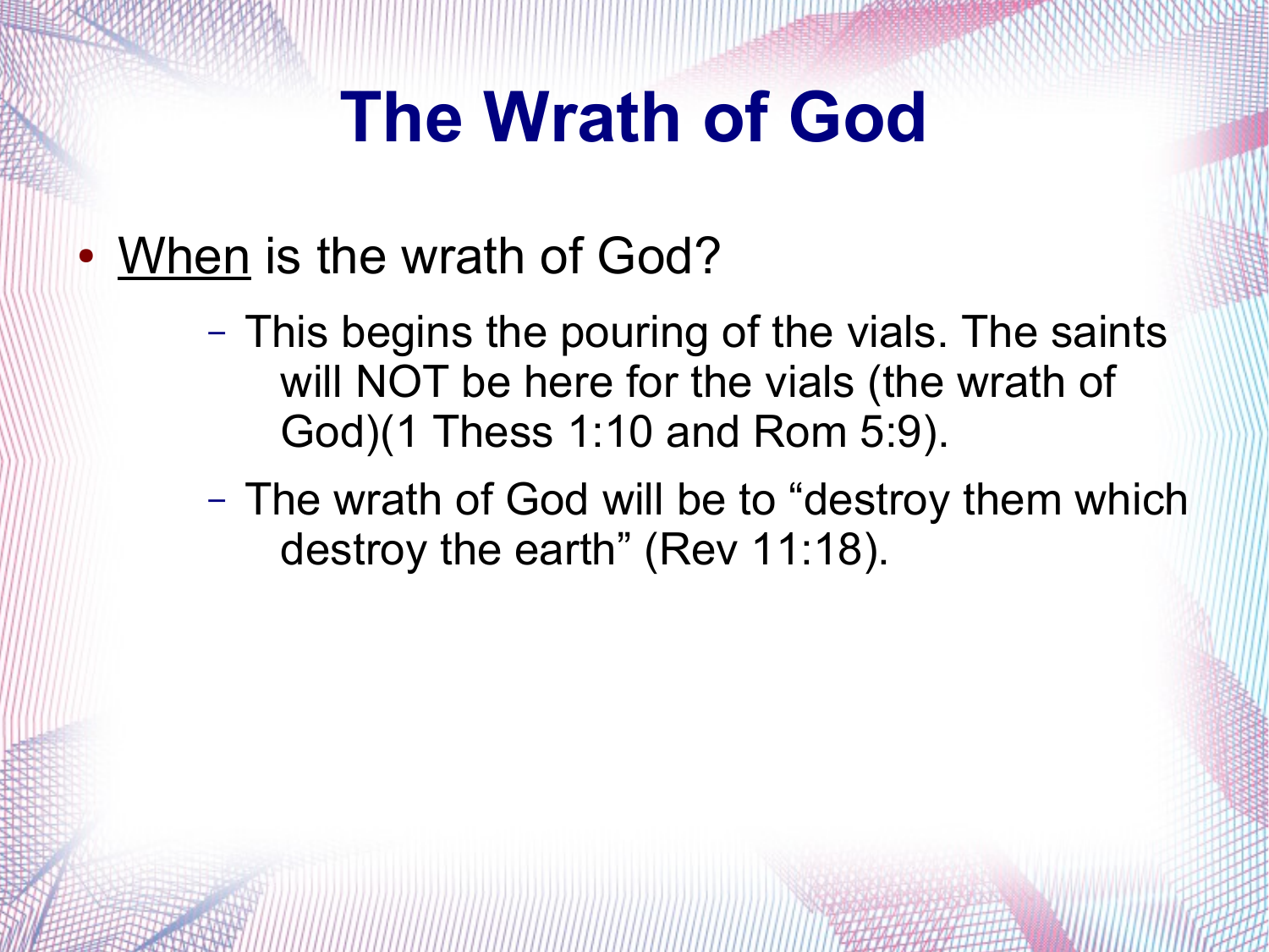# The Wrath of God

- When is the wrath of God?
  - This begins the pouring of the vials. The saints will NOT be here for the vials (the wrath of God)(1 Thess 1:10 and Rom 5:9).
  - The wrath of God will be to “destroy them which destroy the earth” (Rev 11:18).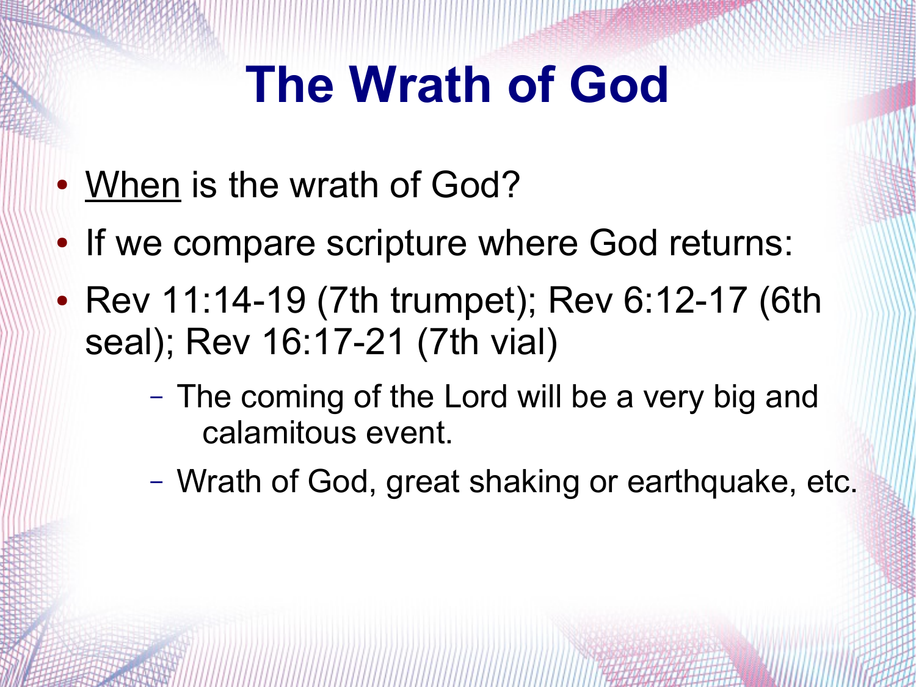# The Wrath of God

- <u>When</u> is the wrath of God?
- If we compare scripture where God returns:
- Rev 11:14-19 (7th trumpet); Rev 6:12-17 (6th seal); Rev 16:17-21 (7th vial)
  - The coming of the Lord will be a very big and calamitous event.
  - Wrath of God, great shaking or earthquake, etc.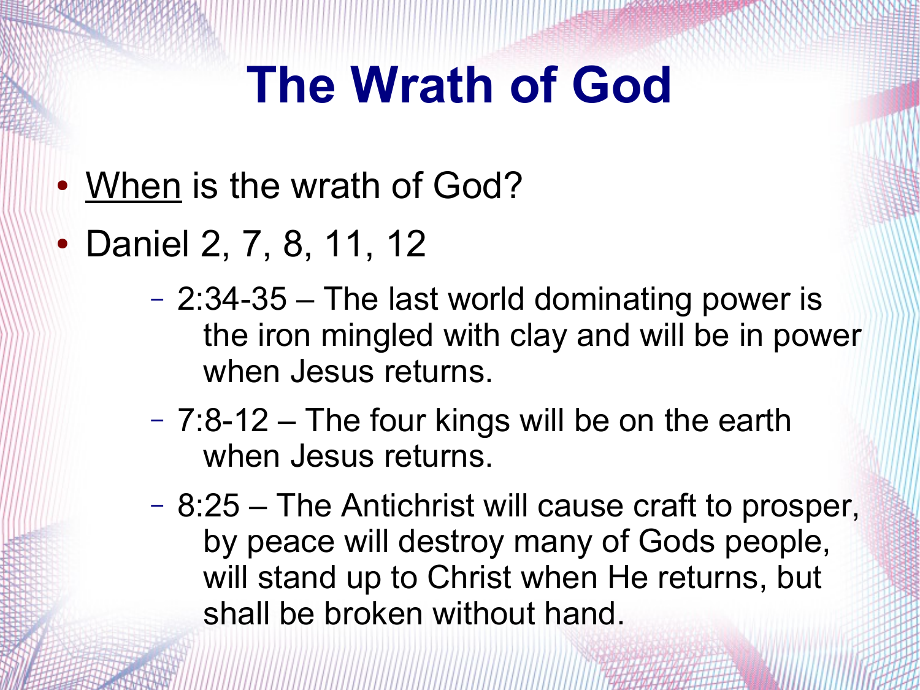# The Wrath of God

- <u>When</u> is the wrath of God?
- Daniel 2, 7, 8, 11, 12
  - 2:34-35 – The last world dominating power is the iron mingled with clay and will be in power when Jesus returns.
  - 7:8-12 – The four kings will be on the earth when Jesus returns.
  - 8:25 – The Antichrist will cause craft to prosper, by peace will destroy many of Gods people, will stand up to Christ when He returns, but shall be broken without hand.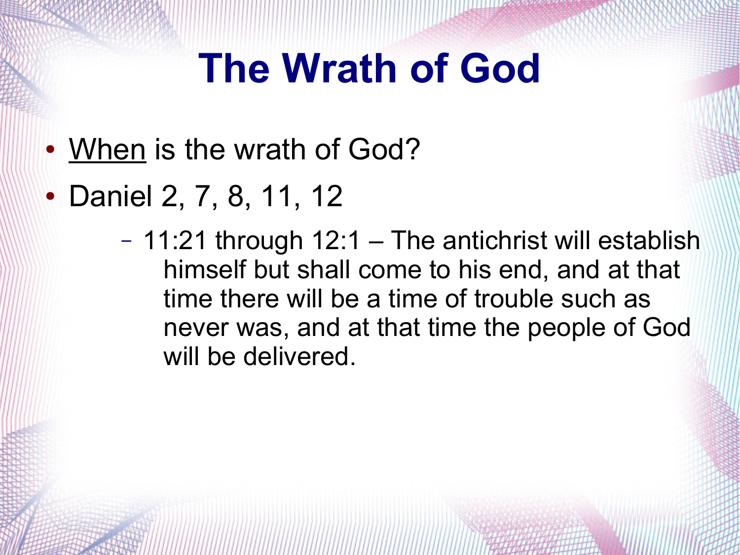# The Wrath of God

- When is the wrath of God?
- Daniel 2, 7, 8, 11, 12
  - 11:21 through 12:1 – The antichrist will establish himself but shall come to his end, and at that time there will be a time of trouble such as never was, and at that time the people of God will be delivered.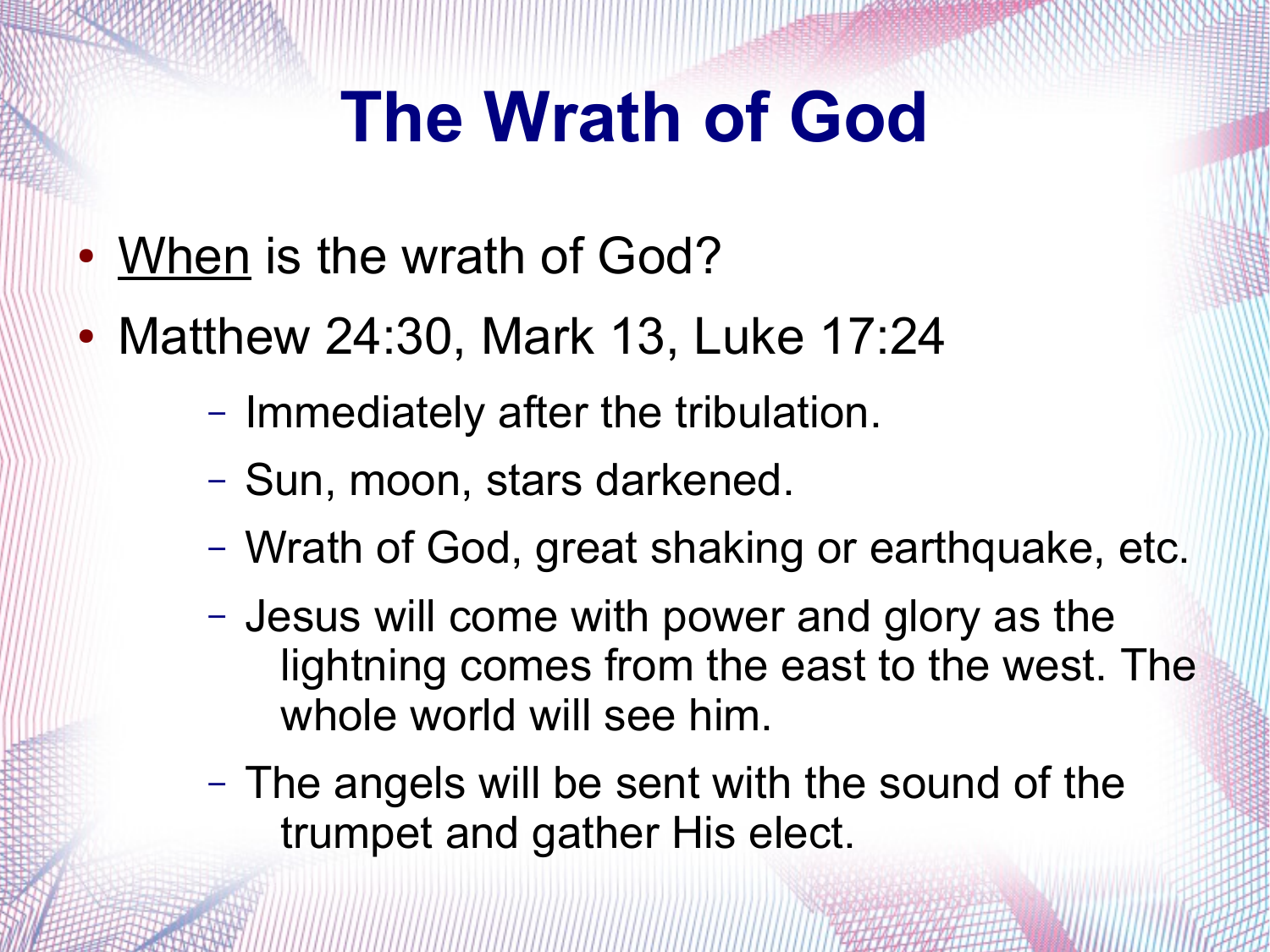# The Wrath of God

- When is the wrath of God?
- Matthew 24:30, Mark 13, Luke 17:24
  - Immediately after the tribulation.
  - Sun, moon, stars darkened.
  - Wrath of God, great shaking or earthquake, etc.
  - Jesus will come with power and glory as the lightning comes from the east to the west. The whole world will see him.
  - The angels will be sent with the sound of the trumpet and gather His elect.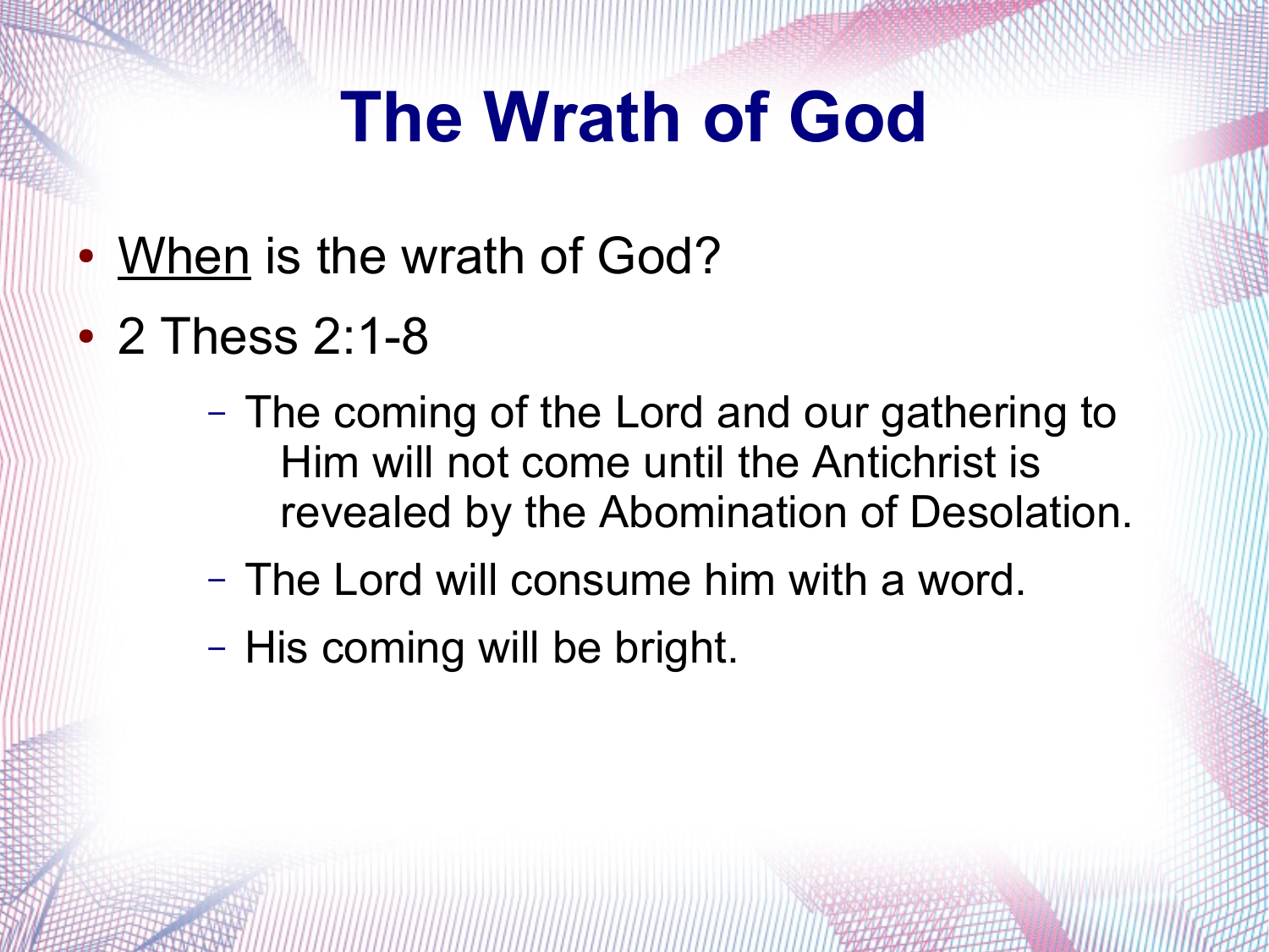# The Wrath of God

- <u>When</u> is the wrath of God?
- 2 Thess 2:1-8
  - The coming of the Lord and our gathering to Him will not come until the Antichrist is revealed by the Abomination of Desolation.
  - The Lord will consume him with a word.
  - His coming will be bright.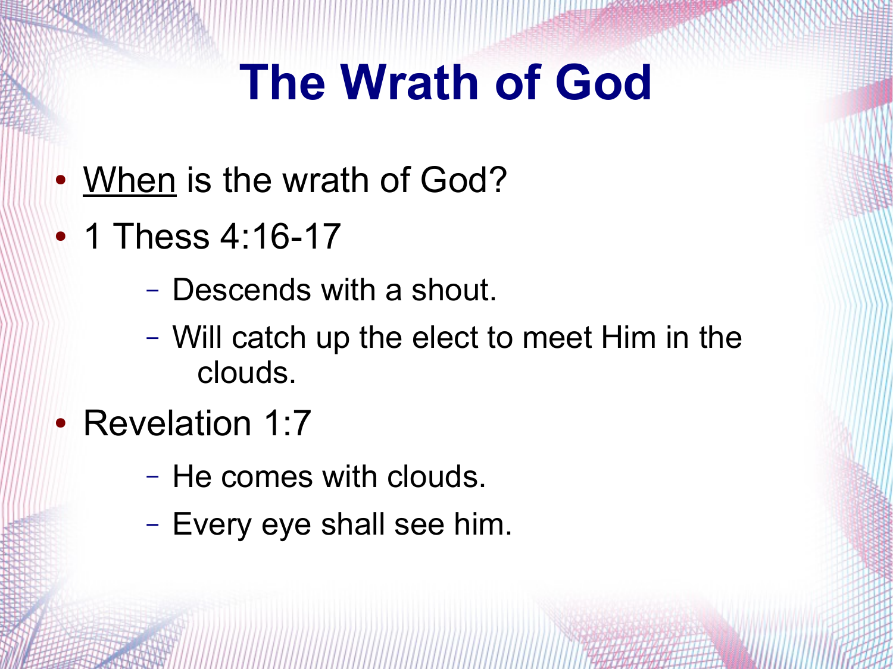# The Wrath of God

- <u>When</u> is the wrath of God?
- 1 Thess 4:16-17
  - Descends with a shout.
  - Will catch up the elect to meet Him in the clouds.
- Revelation 1:7
  - He comes with clouds.
  - Every eye shall see him.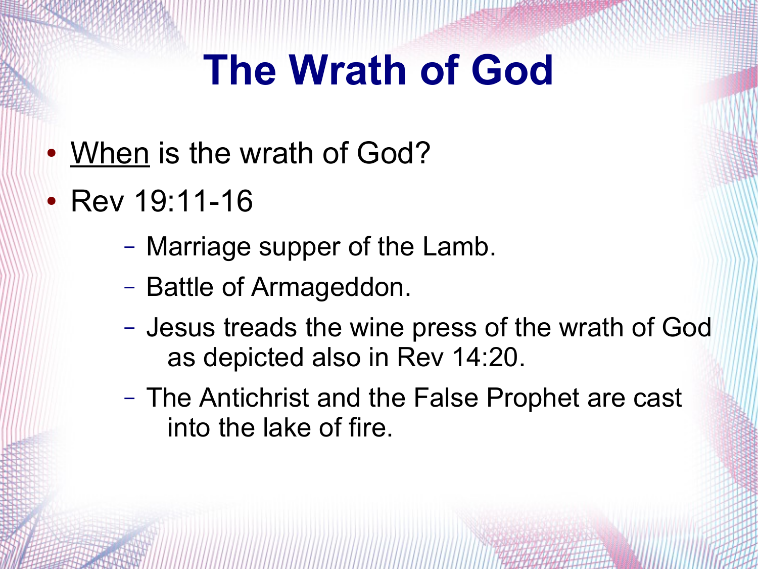# The Wrath of God

- <u>When</u> is the wrath of God?
- Rev 19:11-16
  - Marriage supper of the Lamb.
  - Battle of Armageddon.
  - Jesus treads the wine press of the wrath of God as depicted also in Rev 14:20.
  - The Antichrist and the False Prophet are cast into the lake of fire.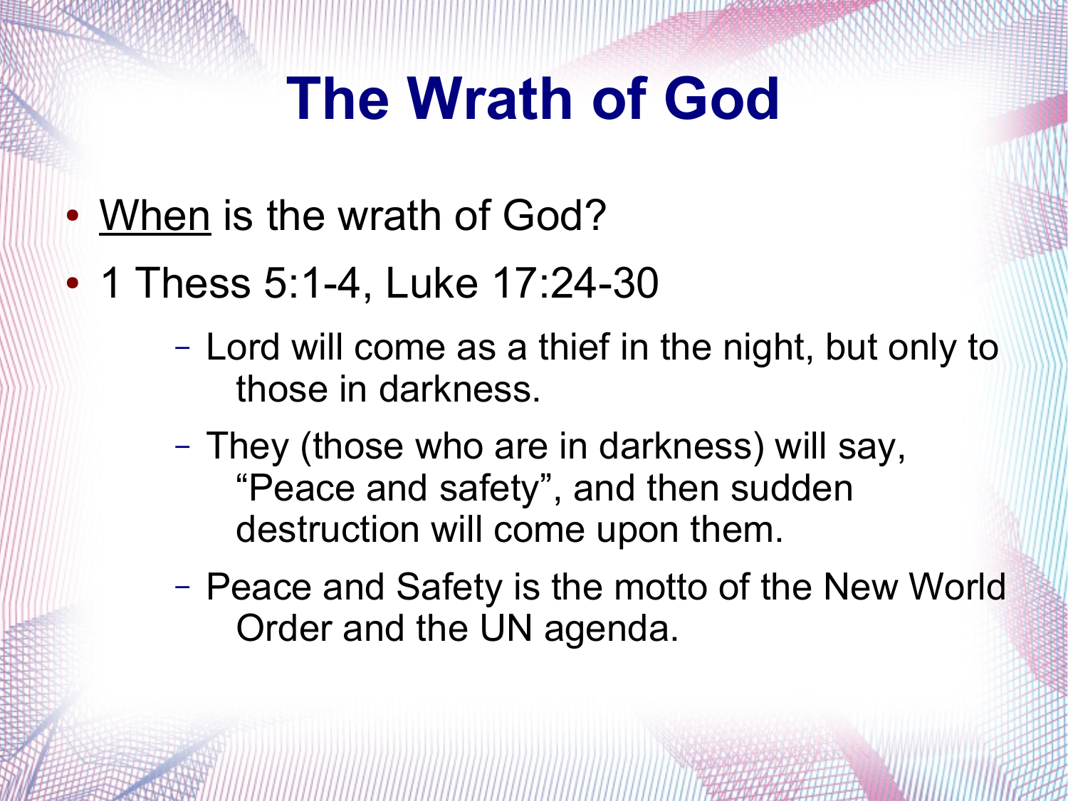# The Wrath of God

- <u>When</u> is the wrath of God?
- 1 Thess 5:1-4, Luke 17:24-30
  - Lord will come as a thief in the night, but only to those in darkness.
  - They (those who are in darkness) will say, “Peace and safety”, and then sudden destruction will come upon them.
  - Peace and Safety is the motto of the New World Order and the UN agenda.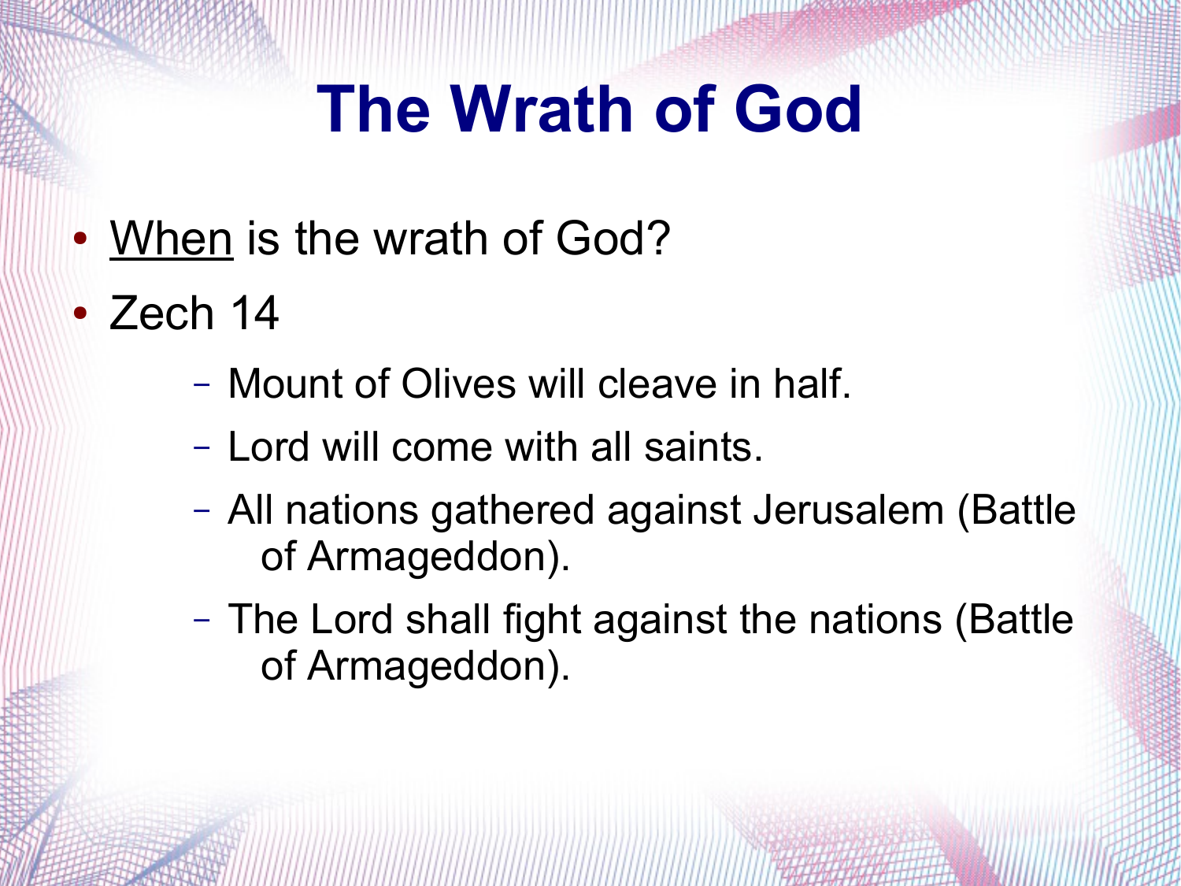# The Wrath of God

- <u>When</u> is the wrath of God?
- Zech 14
  - Mount of Olives will cleave in half.
  - Lord will come with all saints.
  - All nations gathered against Jerusalem (Battle of Armageddon).
  - The Lord shall fight against the nations (Battle of Armageddon).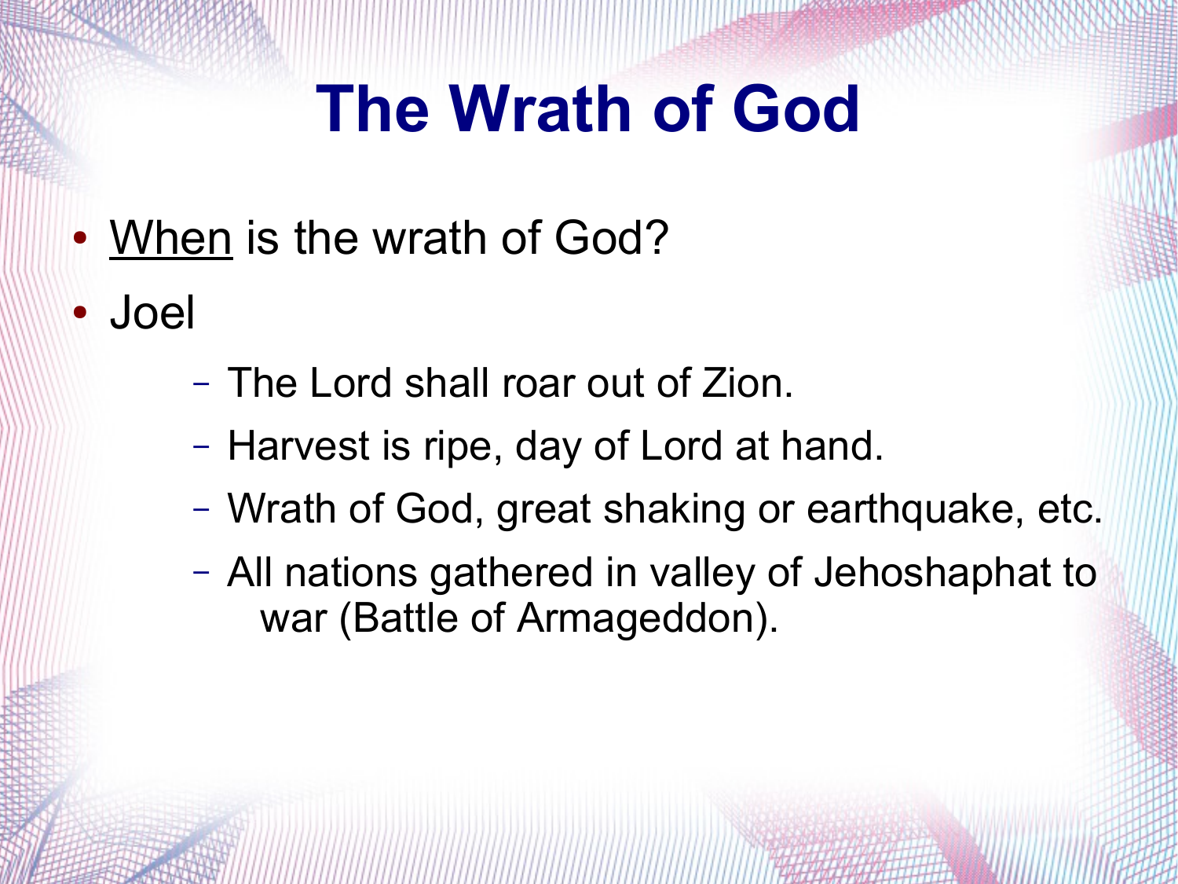# The Wrath of God

- <u>When</u> is the wrath of God?
- Joel
  - The Lord shall roar out of Zion.
  - Harvest is ripe, day of Lord at hand.
  - Wrath of God, great shaking or earthquake, etc.
  - All nations gathered in valley of Jehoshaphat to war (Battle of Armageddon).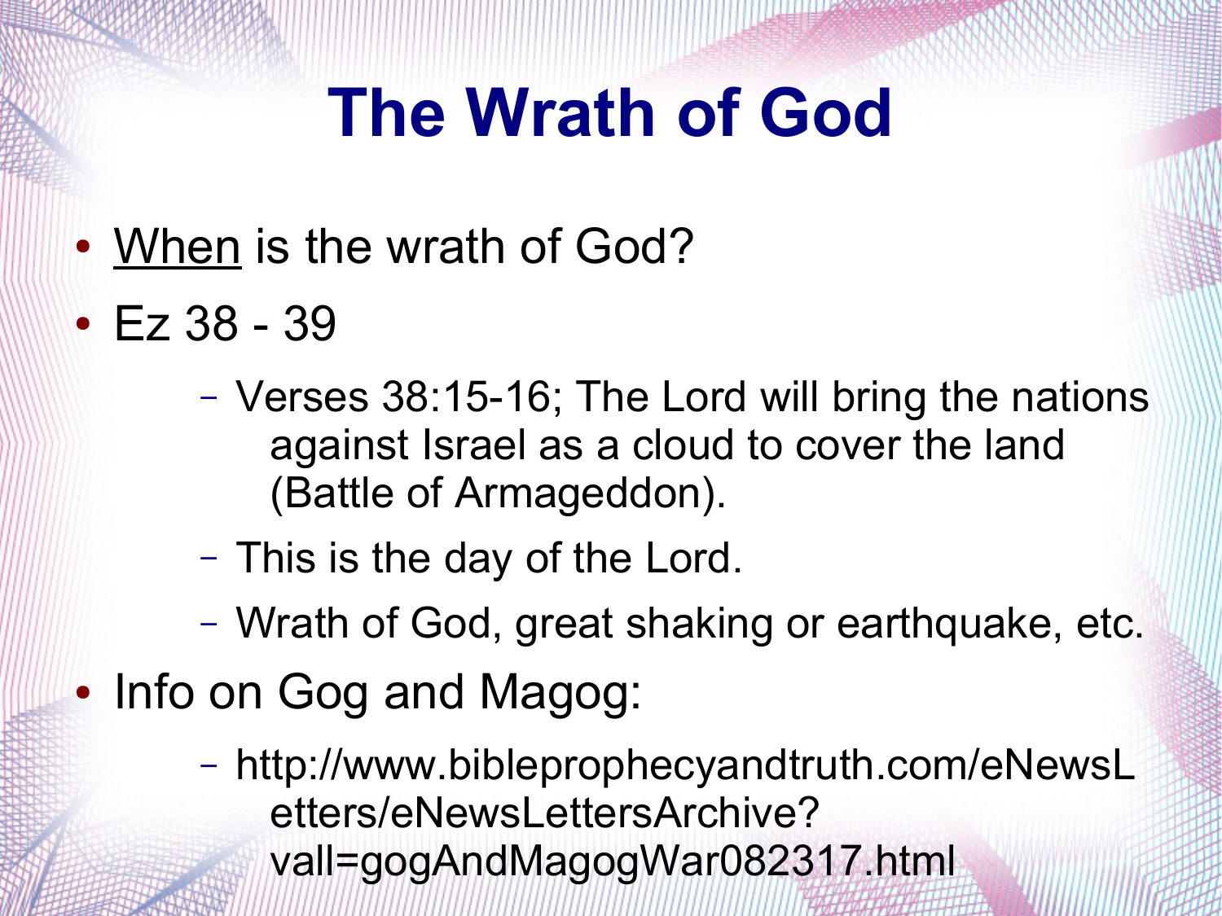# The Wrath of God

- <u>When</u> is the wrath of God?
- Ez 38 - 39
  - Verses 38:15-16; The Lord will bring the nations against Israel as a cloud to cover the land (Battle of Armageddon).
  - This is the day of the Lord.
  - Wrath of God, great shaking or earthquake, etc.
- Info on Gog and Magog:
  - http://www.bibleprophecyandtruth.com/eNewsLetters/eNewsLettersArchive?vall=gogAndMagogWar082317.html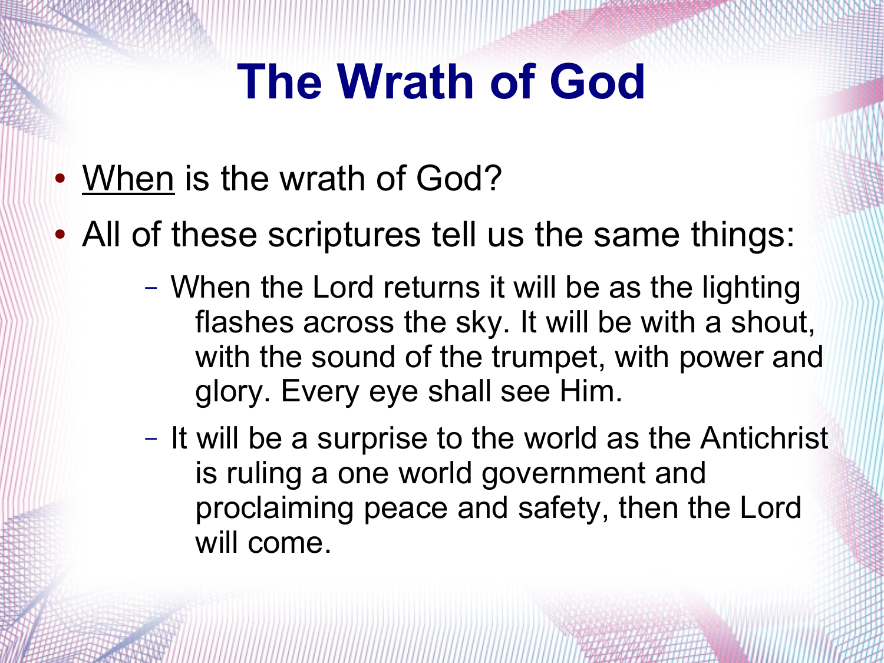# The Wrath of God

- When is the wrath of God?
- All of these scriptures tell us the same things:
  - When the Lord returns it will be as the lighting flashes across the sky. It will be with a shout, with the sound of the trumpet, with power and glory. Every eye shall see Him.
  - It will be a surprise to the world as the Antichrist is ruling a one world government and proclaiming peace and safety, then the Lord will come.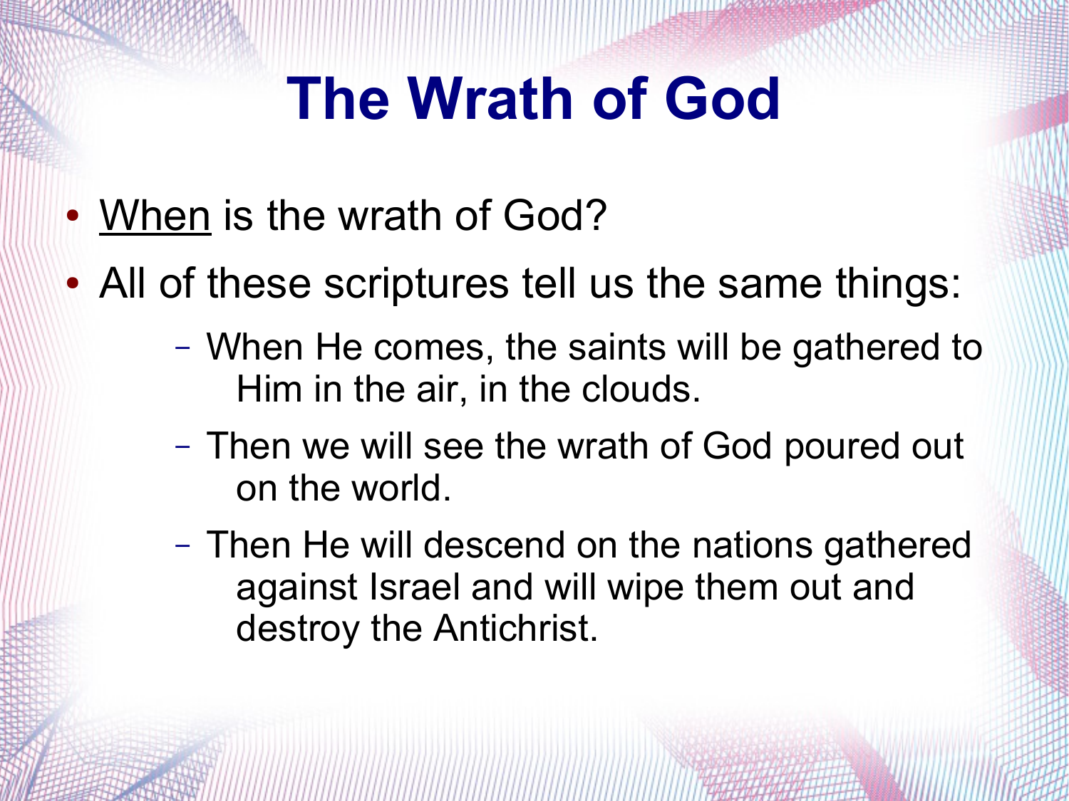# The Wrath of God

- <u>When</u> is the wrath of God?
- All of these scriptures tell us the same things:
  - When He comes, the saints will be gathered to Him in the air, in the clouds.
  - Then we will see the wrath of God poured out on the world.
  - Then He will descend on the nations gathered against Israel and will wipe them out and destroy the Antichrist.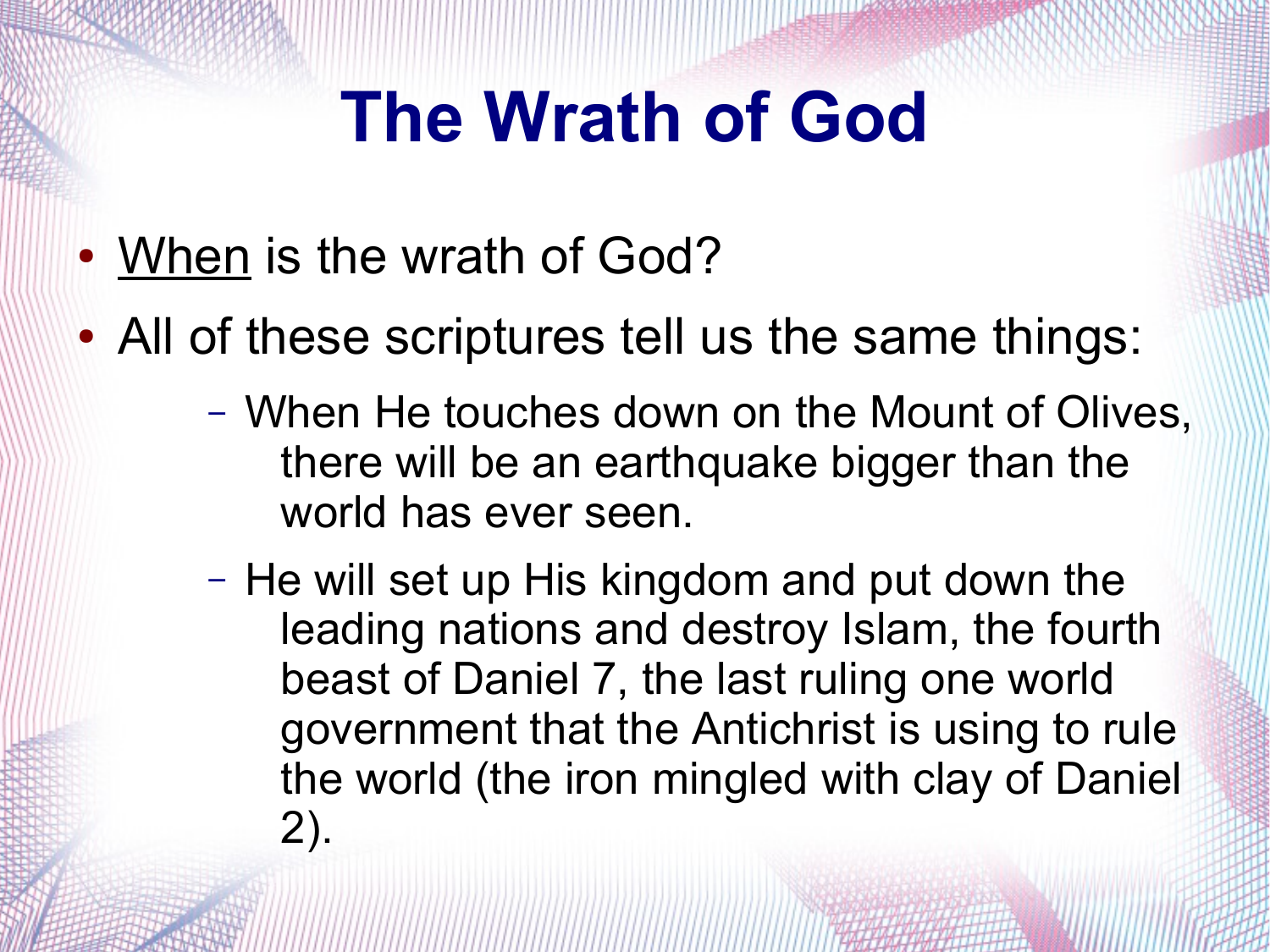# The Wrath of God

- <u>When</u> is the wrath of God?
- All of these scriptures tell us the same things:
  - When He touches down on the Mount of Olives, there will be an earthquake bigger than the world has ever seen.
  - He will set up His kingdom and put down the leading nations and destroy Islam, the fourth beast of Daniel 7, the last ruling one world government that the Antichrist is using to rule the world (the iron mingled with clay of Daniel 2).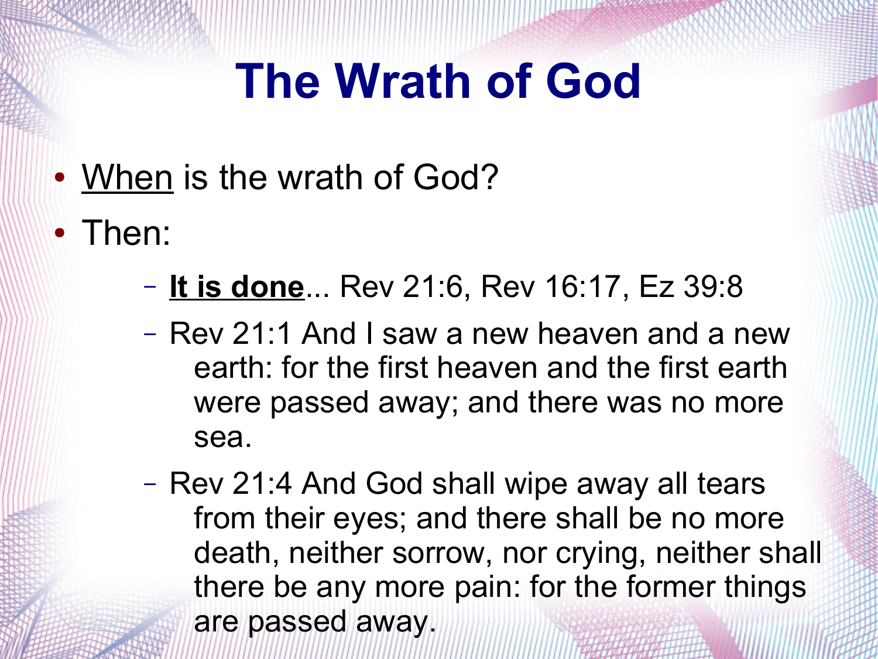# The Wrath of God

- <u>When</u> is the wrath of God?
- Then:
  - **<u>It is done</u>**... Rev 21:6, Rev 16:17, Ez 39:8
  - Rev 21:1 And I saw a new heaven and a new earth: for the first heaven and the first earth were passed away; and there was no more sea.
  - Rev 21:4 And God shall wipe away all tears from their eyes; and there shall be no more death, neither sorrow, nor crying, neither shall there be any more pain: for the former things are passed away.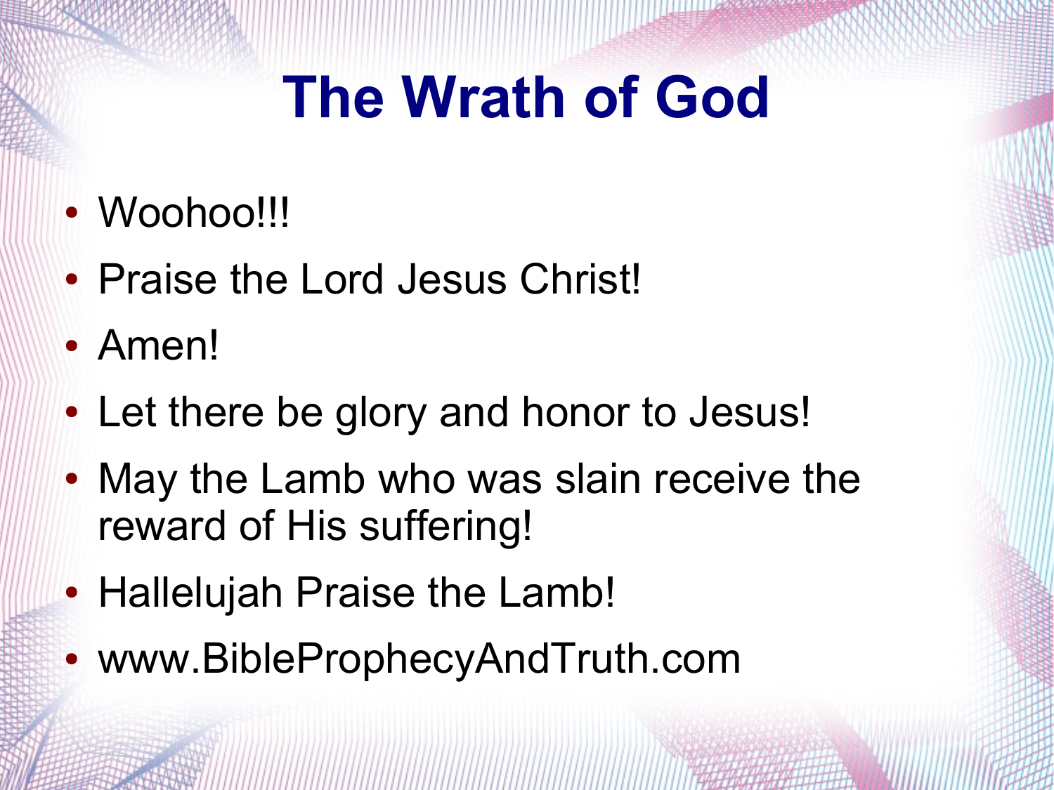# The Wrath of God

- Woohoo!!!
- Praise the Lord Jesus Christ!
- Amen!
- Let there be glory and honor to Jesus!
- May the Lamb who was slain receive the reward of His suffering!
- Hallelujah Praise the Lamb!
- www.BibleProphecyAndTruth.com